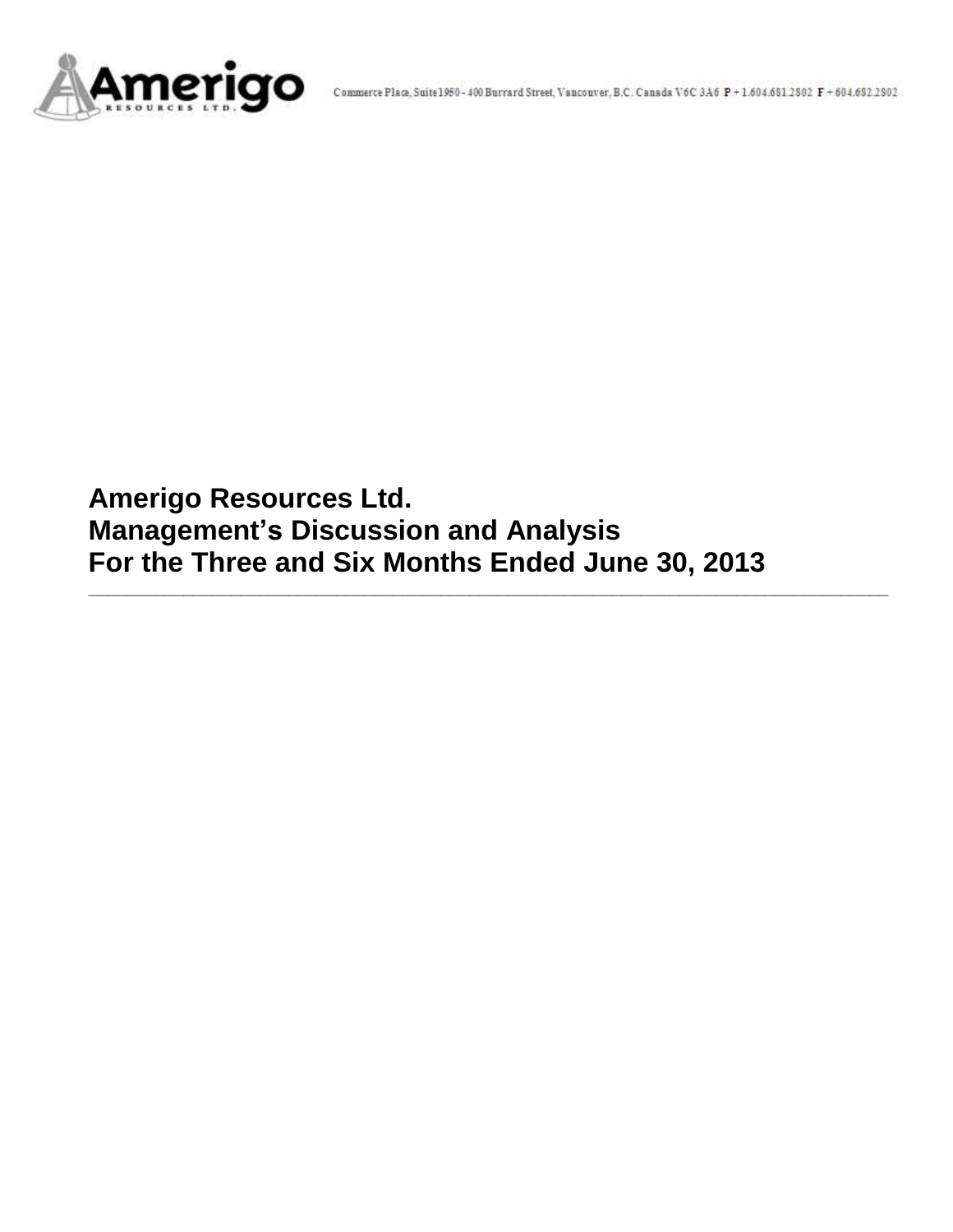Amerigo Resources Ltd.

Commerce Place, Suite 1950 - 400 Burrard Street, Vancouver, B.C. Canada V6C 3A6 P + 1.604.681.2802 F + 604.682.2802

# Amerigo Resources Ltd.
# Management's Discussion and Analysis
# For the Three and Six Months Ended June 30, 2013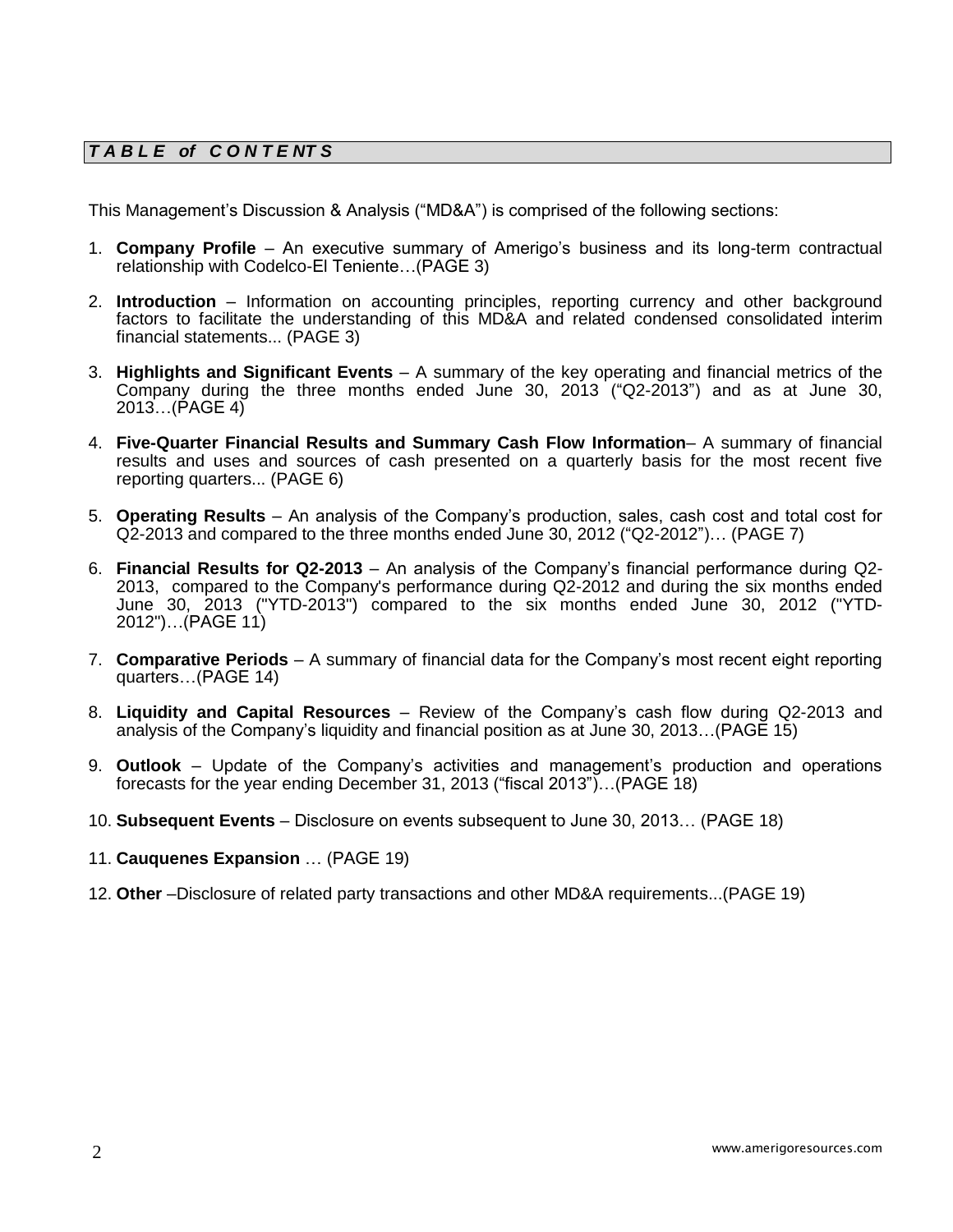## *TABLE of CONTENTS*

This Management's Discussion & Analysis ("MD&A") is comprised of the following sections:

1. **Company Profile** – An executive summary of Amerigo's business and its long-term contractual relationship with Codelco-El Teniente…(PAGE 3)
2. **Introduction** – Information on accounting principles, reporting currency and other background factors to facilitate the understanding of this MD&A and related condensed consolidated interim financial statements... (PAGE 3)
3. **Highlights and Significant Events** – A summary of the key operating and financial metrics of the Company during the three months ended June 30, 2013 ("Q2-2013") and as at June 30, 2013…(PAGE 4)
4. **Five-Quarter Financial Results and Summary Cash Flow Information**– A summary of financial results and uses and sources of cash presented on a quarterly basis for the most recent five reporting quarters... (PAGE 6)
5. **Operating Results** – An analysis of the Company's production, sales, cash cost and total cost for Q2-2013 and compared to the three months ended June 30, 2012 ("Q2-2012")… (PAGE 7)
6. **Financial Results for Q2-2013** – An analysis of the Company's financial performance during Q2-2013, compared to the Company's performance during Q2-2012 and during the six months ended June 30, 2013 ("YTD-2013") compared to the six months ended June 30, 2012 ("YTD-2012")…(PAGE 11)
7. **Comparative Periods** – A summary of financial data for the Company's most recent eight reporting quarters…(PAGE 14)
8. **Liquidity and Capital Resources** – Review of the Company's cash flow during Q2-2013 and analysis of the Company's liquidity and financial position as at June 30, 2013…(PAGE 15)
9. **Outlook** – Update of the Company's activities and management's production and operations forecasts for the year ending December 31, 2013 ("fiscal 2013")…(PAGE 18)
10. **Subsequent Events** – Disclosure on events subsequent to June 30, 2013… (PAGE 18)
11. **Cauquenes Expansion** … (PAGE 19)
12. **Other** –Disclosure of related party transactions and other MD&A requirements...(PAGE 19)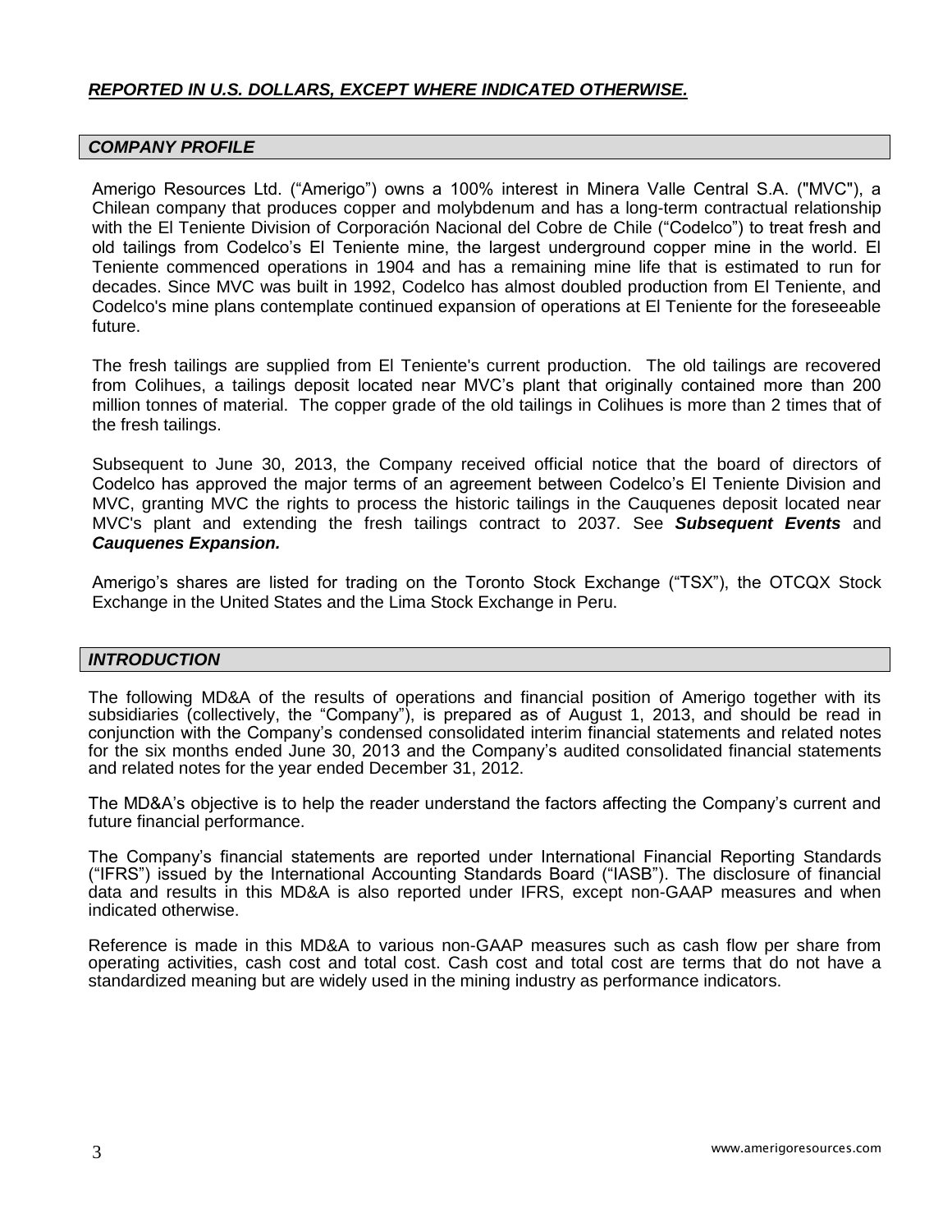***REPORTED IN U.S. DOLLARS, EXCEPT WHERE INDICATED OTHERWISE.***

## *COMPANY PROFILE*

Amerigo Resources Ltd. ("Amerigo") owns a 100% interest in Minera Valle Central S.A. ("MVC"), a Chilean company that produces copper and molybdenum and has a long-term contractual relationship with the El Teniente Division of Corporación Nacional del Cobre de Chile ("Codelco") to treat fresh and old tailings from Codelco's El Teniente mine, the largest underground copper mine in the world. El Teniente commenced operations in 1904 and has a remaining mine life that is estimated to run for decades. Since MVC was built in 1992, Codelco has almost doubled production from El Teniente, and Codelco's mine plans contemplate continued expansion of operations at El Teniente for the foreseeable future.

The fresh tailings are supplied from El Teniente's current production. The old tailings are recovered from Colihues, a tailings deposit located near MVC's plant that originally contained more than 200 million tonnes of material. The copper grade of the old tailings in Colihues is more than 2 times that of the fresh tailings.

Subsequent to June 30, 2013, the Company received official notice that the board of directors of Codelco has approved the major terms of an agreement between Codelco's El Teniente Division and MVC, granting MVC the rights to process the historic tailings in the Cauquenes deposit located near MVC's plant and extending the fresh tailings contract to 2037. See ***Subsequent Events*** and ***Cauquenes Expansion.***

Amerigo's shares are listed for trading on the Toronto Stock Exchange ("TSX"), the OTCQX Stock Exchange in the United States and the Lima Stock Exchange in Peru.

## *INTRODUCTION*

The following MD&A of the results of operations and financial position of Amerigo together with its subsidiaries (collectively, the "Company"), is prepared as of August 1, 2013, and should be read in conjunction with the Company's condensed consolidated interim financial statements and related notes for the six months ended June 30, 2013 and the Company's audited consolidated financial statements and related notes for the year ended December 31, 2012.

The MD&A's objective is to help the reader understand the factors affecting the Company's current and future financial performance.

The Company's financial statements are reported under International Financial Reporting Standards ("IFRS") issued by the International Accounting Standards Board ("IASB"). The disclosure of financial data and results in this MD&A is also reported under IFRS, except non-GAAP measures and when indicated otherwise.

Reference is made in this MD&A to various non-GAAP measures such as cash flow per share from operating activities, cash cost and total cost. Cash cost and total cost are terms that do not have a standardized meaning but are widely used in the mining industry as performance indicators.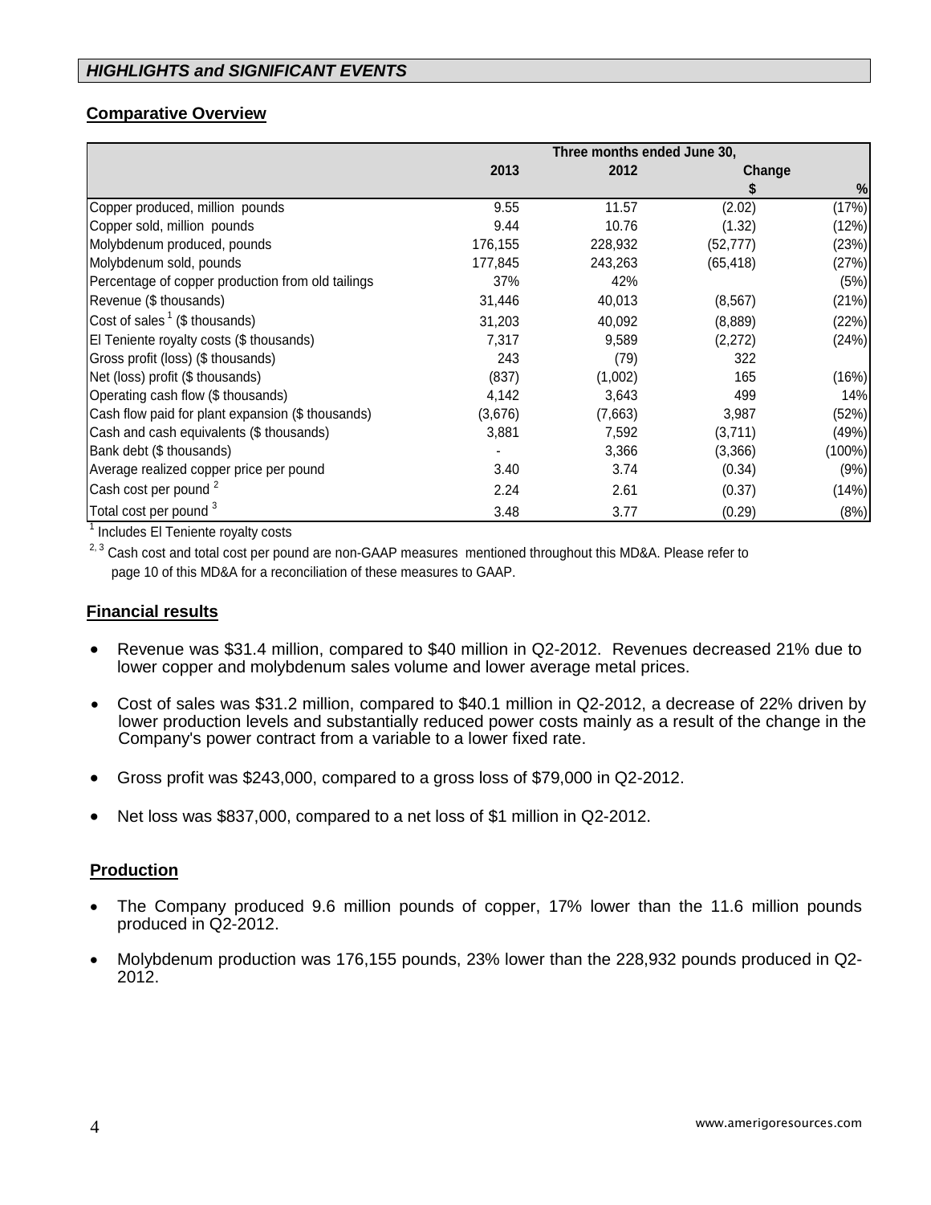## *HIGHLIGHTS and SIGNIFICANT EVENTS*

### Comparative Overview

| | Three months ended June 30, | | | |
|---|---|---|---|---|
| | 2013 | 2012 | Change | |
| | | | $ | % |
| Copper produced, million pounds | 9.55 | 11.57 | (2.02) | (17%) |
| Copper sold, million pounds | 9.44 | 10.76 | (1.32) | (12%) |
| Molybdenum produced, pounds | 176,155 | 228,932 | (52,777) | (23%) |
| Molybdenum sold, pounds | 177,845 | 243,263 | (65,418) | (27%) |
| Percentage of copper production from old tailings | 37% | 42% | | (5%) |
| Revenue ($ thousands) | 31,446 | 40,013 | (8,567) | (21%) |
| Cost of sales [1] ($ thousands) | 31,203 | 40,092 | (8,889) | (22%) |
| El Teniente royalty costs ($ thousands) | 7,317 | 9,589 | (2,272) | (24%) |
| Gross profit (loss) ($ thousands) | 243 | (79) | 322 | |
| Net (loss) profit ($ thousands) | (837) | (1,002) | 165 | (16%) |
| Operating cash flow ($ thousands) | 4,142 | 3,643 | 499 | 14% |
| Cash flow paid for plant expansion ($ thousands) | (3,676) | (7,663) | 3,987 | (52%) |
| Cash and cash equivalents ($ thousands) | 3,881 | 7,592 | (3,711) | (49%) |
| Bank debt ($ thousands) | - | 3,366 | (3,366) | (100%) |
| Average realized copper price per pound | 3.40 | 3.74 | (0.34) | (9%) |
| Cash cost per pound [2] | 2.24 | 2.61 | (0.37) | (14%) |
| Total cost per pound [3] | 3.48 | 3.77 | (0.29) | (8%) |

[1] Includes El Teniente royalty costs

[2, 3] Cash cost and total cost per pound are non-GAAP measures mentioned throughout this MD&A. Please refer to page 10 of this MD&A for a reconciliation of these measures to GAAP.

### Financial results

- Revenue was $31.4 million, compared to $40 million in Q2-2012. Revenues decreased 21% due to lower copper and molybdenum sales volume and lower average metal prices.
- Cost of sales was $31.2 million, compared to $40.1 million in Q2-2012, a decrease of 22% driven by lower production levels and substantially reduced power costs mainly as a result of the change in the Company's power contract from a variable to a lower fixed rate.
- Gross profit was $243,000, compared to a gross loss of $79,000 in Q2-2012.
- Net loss was $837,000, compared to a net loss of $1 million in Q2-2012.

### Production

- The Company produced 9.6 million pounds of copper, 17% lower than the 11.6 million pounds produced in Q2-2012.
- Molybdenum production was 176,155 pounds, 23% lower than the 228,932 pounds produced in Q2-2012.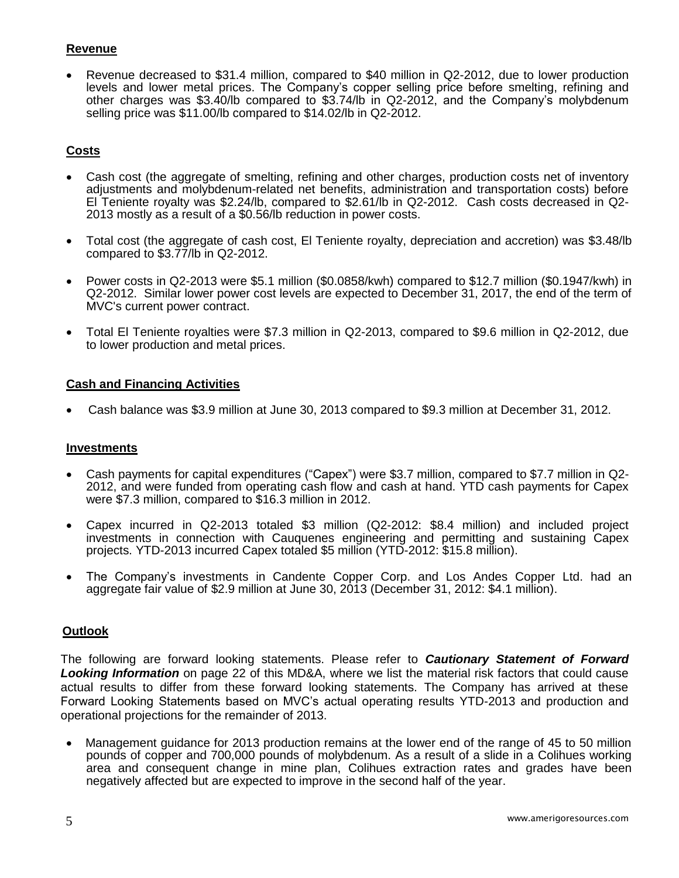## Revenue

- Revenue decreased to $31.4 million, compared to $40 million in Q2-2012, due to lower production levels and lower metal prices. The Company's copper selling price before smelting, refining and other charges was $3.40/lb compared to $3.74/lb in Q2-2012, and the Company's molybdenum selling price was $11.00/lb compared to $14.02/lb in Q2-2012.

## Costs

- Cash cost (the aggregate of smelting, refining and other charges, production costs net of inventory adjustments and molybdenum-related net benefits, administration and transportation costs) before El Teniente royalty was $2.24/lb, compared to $2.61/lb in Q2-2012. Cash costs decreased in Q2-2013 mostly as a result of a $0.56/lb reduction in power costs.
- Total cost (the aggregate of cash cost, El Teniente royalty, depreciation and accretion) was $3.48/lb compared to $3.77/lb in Q2-2012.
- Power costs in Q2-2013 were $5.1 million ($0.0858/kwh) compared to $12.7 million ($0.1947/kwh) in Q2-2012. Similar lower power cost levels are expected to December 31, 2017, the end of the term of MVC's current power contract.
- Total El Teniente royalties were $7.3 million in Q2-2013, compared to $9.6 million in Q2-2012, due to lower production and metal prices.

## Cash and Financing Activities

- Cash balance was $3.9 million at June 30, 2013 compared to $9.3 million at December 31, 2012.

## Investments

- Cash payments for capital expenditures ("Capex") were $3.7 million, compared to $7.7 million in Q2-2012, and were funded from operating cash flow and cash at hand. YTD cash payments for Capex were $7.3 million, compared to $16.3 million in 2012.
- Capex incurred in Q2-2013 totaled $3 million (Q2-2012: $8.4 million) and included project investments in connection with Cauquenes engineering and permitting and sustaining Capex projects. YTD-2013 incurred Capex totaled $5 million (YTD-2012: $15.8 million).
- The Company's investments in Candente Copper Corp. and Los Andes Copper Ltd. had an aggregate fair value of $2.9 million at June 30, 2013 (December 31, 2012: $4.1 million).

## Outlook

The following are forward looking statements. Please refer to ***Cautionary Statement of Forward Looking Information*** on page 22 of this MD&A, where we list the material risk factors that could cause actual results to differ from these forward looking statements. The Company has arrived at these Forward Looking Statements based on MVC's actual operating results YTD-2013 and production and operational projections for the remainder of 2013.

- Management guidance for 2013 production remains at the lower end of the range of 45 to 50 million pounds of copper and 700,000 pounds of molybdenum. As a result of a slide in a Colihues working area and consequent change in mine plan, Colihues extraction rates and grades have been negatively affected but are expected to improve in the second half of the year.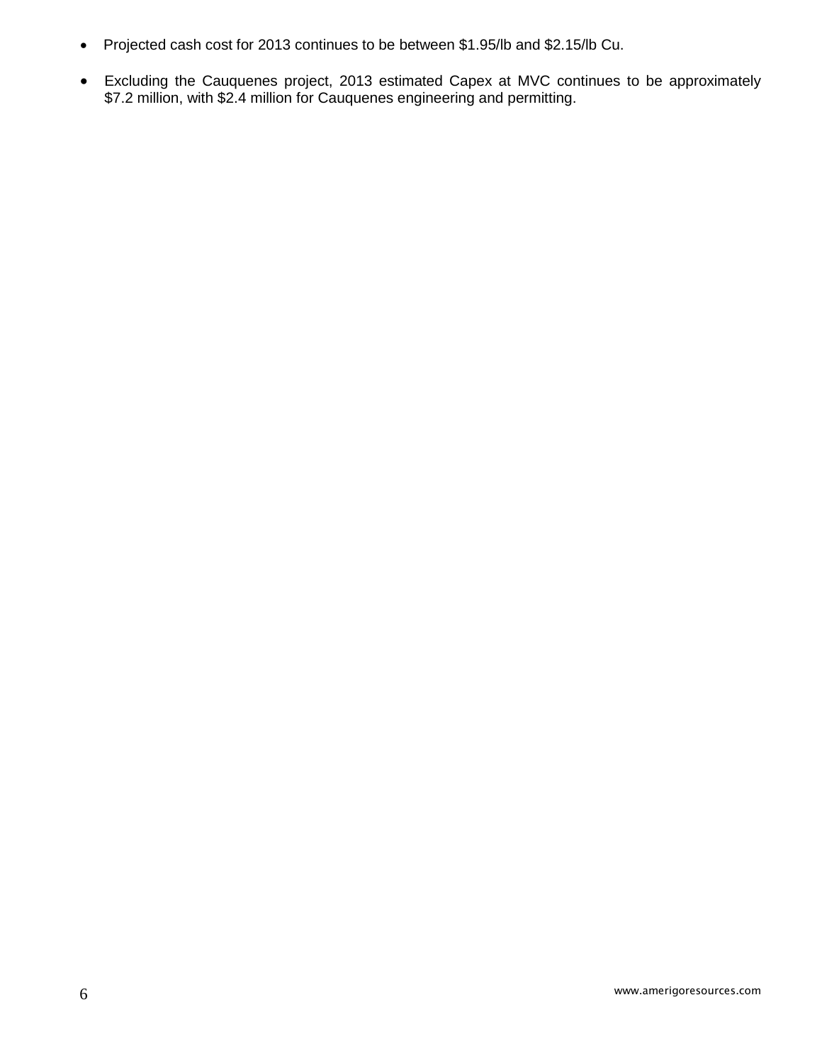- Projected cash cost for 2013 continues to be between \$1.95/lb and \$2.15/lb Cu.
- Excluding the Cauquenes project, 2013 estimated Capex at MVC continues to be approximately \$7.2 million, with \$2.4 million for Cauquenes engineering and permitting.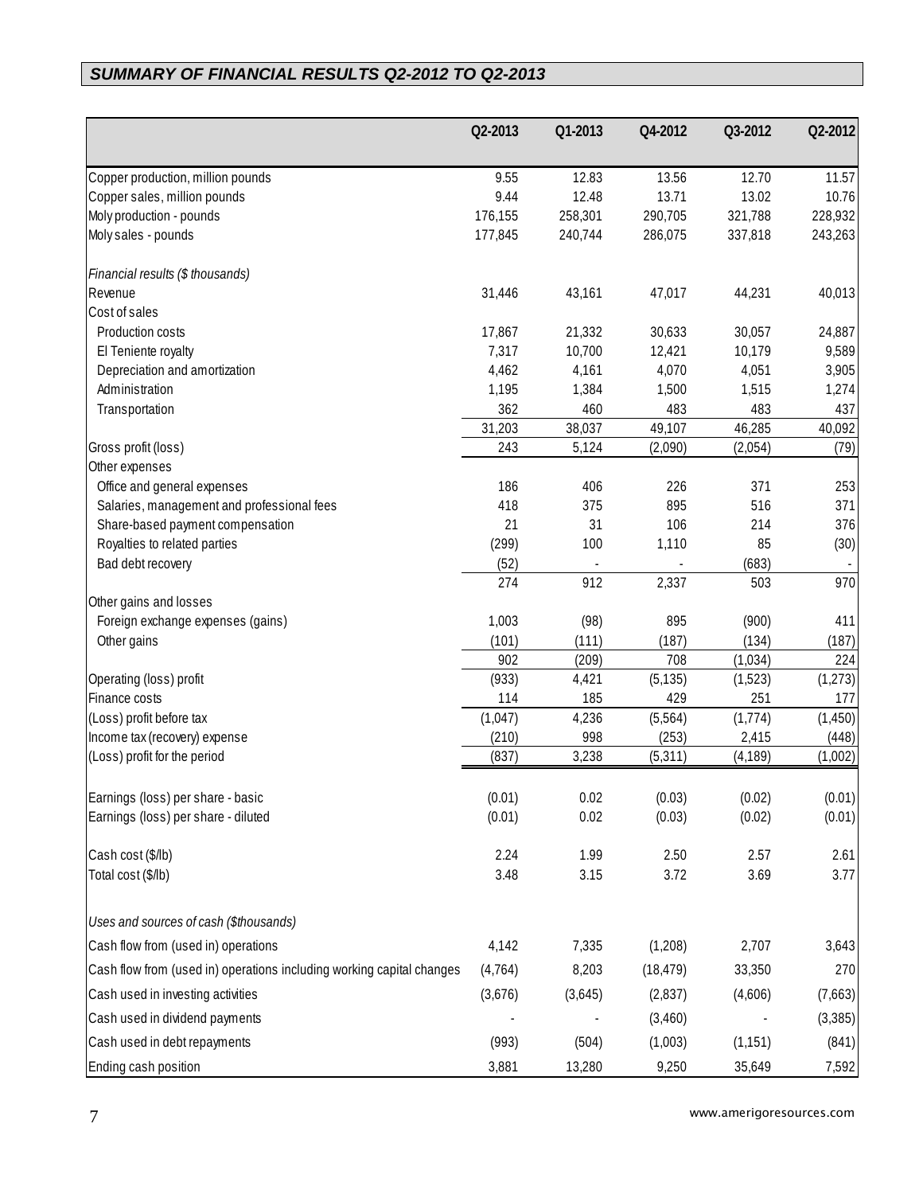## *SUMMARY OF FINANCIAL RESULTS Q2-2012 TO Q2-2013*

| | Q2-2013 | Q1-2013 | Q4-2012 | Q3-2012 | Q2-2012 |
|---|---|---|---|---|---|
| Copper production, million pounds | 9.55 | 12.83 | 13.56 | 12.70 | 11.57 |
| Copper sales, million pounds | 9.44 | 12.48 | 13.71 | 13.02 | 10.76 |
| Moly production - pounds | 176,155 | 258,301 | 290,705 | 321,788 | 228,932 |
| Moly sales - pounds | 177,845 | 240,744 | 286,075 | 337,818 | 243,263 |
| *Financial results ($ thousands)* | | | | | |
| Revenue | 31,446 | 43,161 | 47,017 | 44,231 | 40,013 |
| Cost of sales | | | | | |
| Production costs | 17,867 | 21,332 | 30,633 | 30,057 | 24,887 |
| El Teniente royalty | 7,317 | 10,700 | 12,421 | 10,179 | 9,589 |
| Depreciation and amortization | 4,462 | 4,161 | 4,070 | 4,051 | 3,905 |
| Administration | 1,195 | 1,384 | 1,500 | 1,515 | 1,274 |
| Transportation | 362 | 460 | 483 | 483 | 437 |
| | 31,203 | 38,037 | 49,107 | 46,285 | 40,092 |
| Gross profit (loss) | 243 | 5,124 | (2,090) | (2,054) | (79) |
| Other expenses | | | | | |
| Office and general expenses | 186 | 406 | 226 | 371 | 253 |
| Salaries, management and professional fees | 418 | 375 | 895 | 516 | 371 |
| Share-based payment compensation | 21 | 31 | 106 | 214 | 376 |
| Royalties to related parties | (299) | 100 | 1,110 | 85 | (30) |
| Bad debt recovery | (52) | - | - | (683) | - |
| | 274 | 912 | 2,337 | 503 | 970 |
| Other gains and losses | | | | | |
| Foreign exchange expenses (gains) | 1,003 | (98) | 895 | (900) | 411 |
| Other gains | (101) | (111) | (187) | (134) | (187) |
| | 902 | (209) | 708 | (1,034) | 224 |
| Operating (loss) profit | (933) | 4,421 | (5,135) | (1,523) | (1,273) |
| Finance costs | 114 | 185 | 429 | 251 | 177 |
| (Loss) profit before tax | (1,047) | 4,236 | (5,564) | (1,774) | (1,450) |
| Income tax (recovery) expense | (210) | 998 | (253) | 2,415 | (448) |
| (Loss) profit for the period | (837) | 3,238 | (5,311) | (4,189) | (1,002) |
| Earnings (loss) per share - basic | (0.01) | 0.02 | (0.03) | (0.02) | (0.01) |
| Earnings (loss) per share - diluted | (0.01) | 0.02 | (0.03) | (0.02) | (0.01) |
| Cash cost ($/lb) | 2.24 | 1.99 | 2.50 | 2.57 | 2.61 |
| Total cost ($/lb) | 3.48 | 3.15 | 3.72 | 3.69 | 3.77 |
| *Uses and sources of cash ($thousands)* | | | | | |
| Cash flow from (used in) operations | 4,142 | 7,335 | (1,208) | 2,707 | 3,643 |
| Cash flow from (used in) operations including working capital changes | (4,764) | 8,203 | (18,479) | 33,350 | 270 |
| Cash used in investing activities | (3,676) | (3,645) | (2,837) | (4,606) | (7,663) |
| Cash used in dividend payments | - | - | (3,460) | - | (3,385) |
| Cash used in debt repayments | (993) | (504) | (1,003) | (1,151) | (841) |
| Ending cash position | 3,881 | 13,280 | 9,250 | 35,649 | 7,592 |

www.amerigoresources.com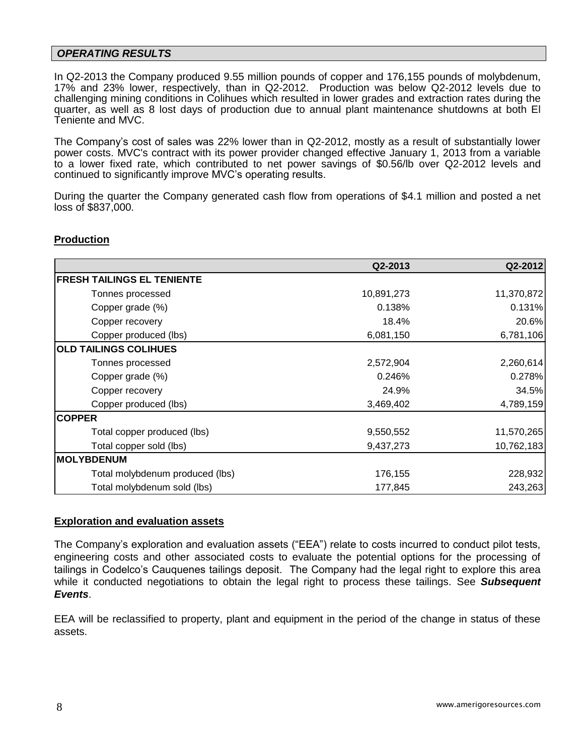## *OPERATING RESULTS*

In Q2-2013 the Company produced 9.55 million pounds of copper and 176,155 pounds of molybdenum, 17% and 23% lower, respectively, than in Q2-2012. Production was below Q2-2012 levels due to challenging mining conditions in Colihues which resulted in lower grades and extraction rates during the quarter, as well as 8 lost days of production due to annual plant maintenance shutdowns at both El Teniente and MVC.

The Company's cost of sales was 22% lower than in Q2-2012, mostly as a result of substantially lower power costs. MVC's contract with its power provider changed effective January 1, 2013 from a variable to a lower fixed rate, which contributed to net power savings of $0.56/lb over Q2-2012 levels and continued to significantly improve MVC's operating results.

During the quarter the Company generated cash flow from operations of $4.1 million and posted a net loss of $837,000.

### Production

| | Q2-2013 | Q2-2012 |
|---|---|---|
| **FRESH TAILINGS EL TENIENTE** | | |
| Tonnes processed | 10,891,273 | 11,370,872 |
| Copper grade (%) | 0.138% | 0.131% |
| Copper recovery | 18.4% | 20.6% |
| Copper produced (lbs) | 6,081,150 | 6,781,106 |
| **OLD TAILINGS COLIHUES** | | |
| Tonnes processed | 2,572,904 | 2,260,614 |
| Copper grade (%) | 0.246% | 0.278% |
| Copper recovery | 24.9% | 34.5% |
| Copper produced (lbs) | 3,469,402 | 4,789,159 |
| **COPPER** | | |
| Total copper produced (lbs) | 9,550,552 | 11,570,265 |
| Total copper sold (lbs) | 9,437,273 | 10,762,183 |
| **MOLYBDENUM** | | |
| Total molybdenum produced (lbs) | 176,155 | 228,932 |
| Total molybdenum sold (lbs) | 177,845 | 243,263 |

### Exploration and evaluation assets

The Company's exploration and evaluation assets ("EEA") relate to costs incurred to conduct pilot tests, engineering costs and other associated costs to evaluate the potential options for the processing of tailings in Codelco's Cauquenes tailings deposit. The Company had the legal right to explore this area while it conducted negotiations to obtain the legal right to process these tailings. See ***Subsequent Events***.

EEA will be reclassified to property, plant and equipment in the period of the change in status of these assets.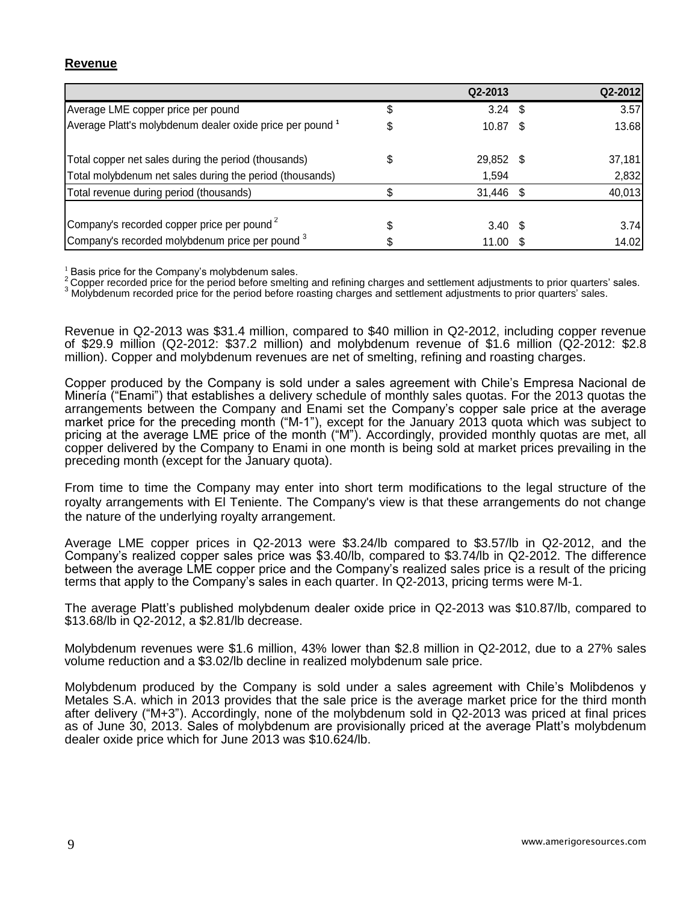## Revenue

| | Q2-2013 | Q2-2012 |
|---|---|---|
| Average LME copper price per pound | $ 3.24 | $ 3.57 |
| Average Platt's molybdenum dealer oxide price per pound [1] | $ 10.87 | $ 13.68 |
| Total copper net sales during the period (thousands) | $ 29,852 | $ 37,181 |
| Total molybdenum net sales during the period (thousands) | 1,594 | 2,832 |
| Total revenue during period (thousands) | $ 31,446 | $ 40,013 |
| Company's recorded copper price per pound [2] | $ 3.40 | $ 3.74 |
| Company's recorded molybdenum price per pound [3] | $ 11.00 | $ 14.02 |

[1] Basis price for the Company's molybdenum sales.
[2] Copper recorded price for the period before smelting and refining charges and settlement adjustments to prior quarters' sales.
[3] Molybdenum recorded price for the period before roasting charges and settlement adjustments to prior quarters' sales.

Revenue in Q2-2013 was $31.4 million, compared to $40 million in Q2-2012, including copper revenue of $29.9 million (Q2-2012: $37.2 million) and molybdenum revenue of $1.6 million (Q2-2012: $2.8 million). Copper and molybdenum revenues are net of smelting, refining and roasting charges.

Copper produced by the Company is sold under a sales agreement with Chile's Empresa Nacional de Minería ("Enami") that establishes a delivery schedule of monthly sales quotas. For the 2013 quotas the arrangements between the Company and Enami set the Company's copper sale price at the average market price for the preceding month ("M-1"), except for the January 2013 quota which was subject to pricing at the average LME price of the month ("M"). Accordingly, provided monthly quotas are met, all copper delivered by the Company to Enami in one month is being sold at market prices prevailing in the preceding month (except for the January quota).

From time to time the Company may enter into short term modifications to the legal structure of the royalty arrangements with El Teniente. The Company's view is that these arrangements do not change the nature of the underlying royalty arrangement.

Average LME copper prices in Q2-2013 were $3.24/lb compared to $3.57/lb in Q2-2012, and the Company's realized copper sales price was $3.40/lb, compared to $3.74/lb in Q2-2012. The difference between the average LME copper price and the Company's realized sales price is a result of the pricing terms that apply to the Company's sales in each quarter. In Q2-2013, pricing terms were M-1.

The average Platt's published molybdenum dealer oxide price in Q2-2013 was $10.87/lb, compared to $13.68/lb in Q2-2012, a $2.81/lb decrease.

Molybdenum revenues were $1.6 million, 43% lower than $2.8 million in Q2-2012, due to a 27% sales volume reduction and a $3.02/lb decline in realized molybdenum sale price.

Molybdenum produced by the Company is sold under a sales agreement with Chile's Molibdenos y Metales S.A. which in 2013 provides that the sale price is the average market price for the third month after delivery ("M+3"). Accordingly, none of the molybdenum sold in Q2-2013 was priced at final prices as of June 30, 2013. Sales of molybdenum are provisionally priced at the average Platt's molybdenum dealer oxide price which for June 2013 was $10.624/lb.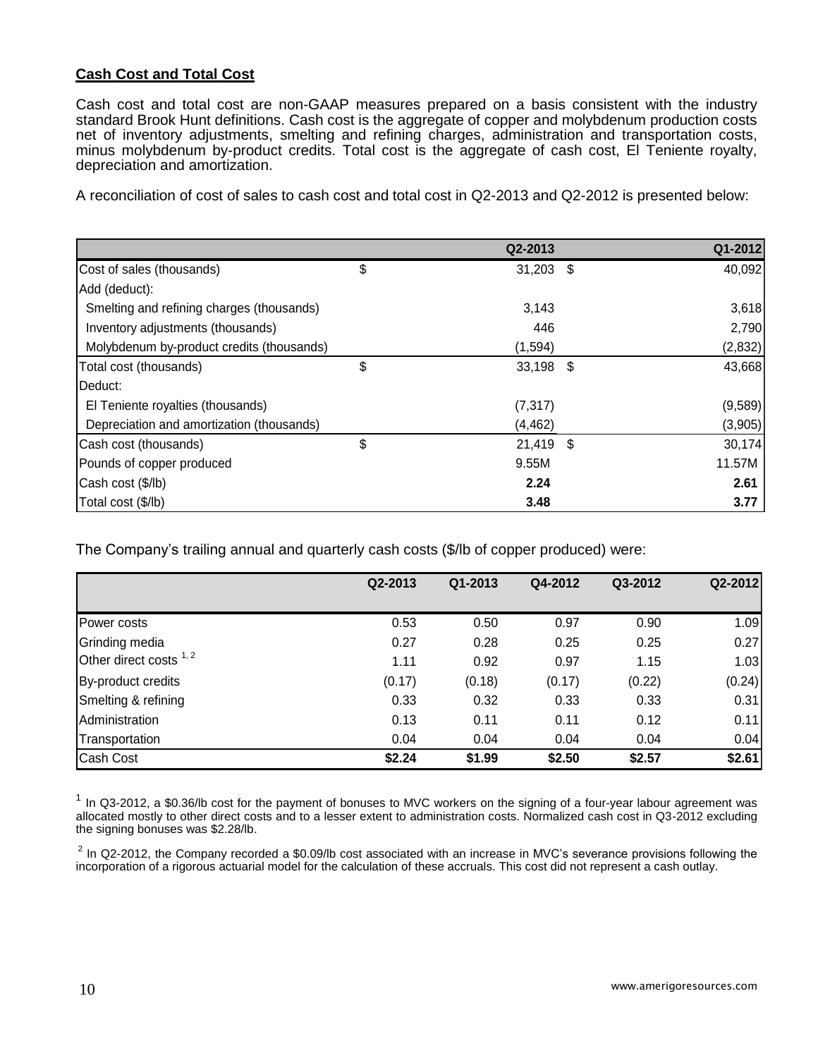**Cash Cost and Total Cost**

Cash cost and total cost are non-GAAP measures prepared on a basis consistent with the industry standard Brook Hunt definitions. Cash cost is the aggregate of copper and molybdenum production costs net of inventory adjustments, smelting and refining charges, administration and transportation costs, minus molybdenum by-product credits. Total cost is the aggregate of cash cost, El Teniente royalty, depreciation and amortization.

A reconciliation of cost of sales to cash cost and total cost in Q2-2013 and Q2-2012 is presented below:

| | Q2-2013 | Q1-2012 |
|---|---|---|
| Cost of sales (thousands) | $ 31,203 | $ 40,092 |
| Add (deduct): | | |
| Smelting and refining charges (thousands) | 3,143 | 3,618 |
| Inventory adjustments (thousands) | 446 | 2,790 |
| Molybdenum by-product credits (thousands) | (1,594) | (2,832) |
| Total cost (thousands) | $ 33,198 | $ 43,668 |
| Deduct: | | |
| El Teniente royalties (thousands) | (7,317) | (9,589) |
| Depreciation and amortization (thousands) | (4,462) | (3,905) |
| Cash cost (thousands) | $ 21,419 | $ 30,174 |
| Pounds of copper produced | 9.55M | 11.57M |
| Cash cost ($/lb) | **2.24** | **2.61** |
| Total cost ($/lb) | **3.48** | **3.77** |

The Company's trailing annual and quarterly cash costs ($/lb of copper produced) were:

| | Q2-2013 | Q1-2013 | Q4-2012 | Q3-2012 | Q2-2012 |
|---|---|---|---|---|---|
| Power costs | 0.53 | 0.50 | 0.97 | 0.90 | 1.09 |
| Grinding media | 0.27 | 0.28 | 0.25 | 0.25 | 0.27 |
| Other direct costs [1, 2] | 1.11 | 0.92 | 0.97 | 1.15 | 1.03 |
| By-product credits | (0.17) | (0.18) | (0.17) | (0.22) | (0.24) |
| Smelting & refining | 0.33 | 0.32 | 0.33 | 0.33 | 0.31 |
| Administration | 0.13 | 0.11 | 0.11 | 0.12 | 0.11 |
| Transportation | 0.04 | 0.04 | 0.04 | 0.04 | 0.04 |
| Cash Cost | **$2.24** | **$1.99** | **$2.50** | **$2.57** | **$2.61** |

[1] In Q3-2012, a $0.36/lb cost for the payment of bonuses to MVC workers on the signing of a four-year labour agreement was allocated mostly to other direct costs and to a lesser extent to administration costs. Normalized cash cost in Q3-2012 excluding the signing bonuses was $2.28/lb.

[2] In Q2-2012, the Company recorded a $0.09/lb cost associated with an increase in MVC's severance provisions following the incorporation of a rigorous actuarial model for the calculation of these accruals. This cost did not represent a cash outlay.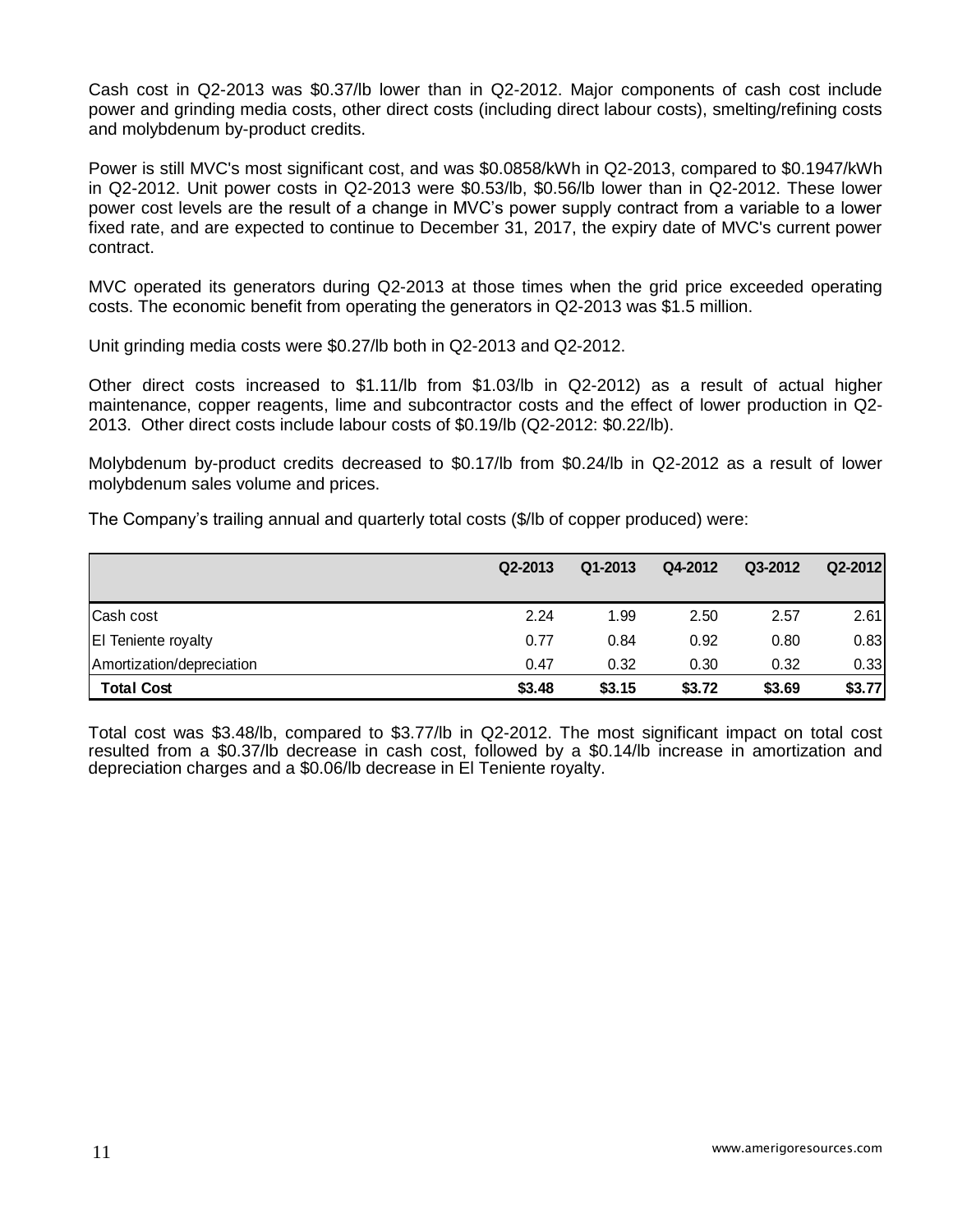Cash cost in Q2-2013 was $0.37/lb lower than in Q2-2012. Major components of cash cost include power and grinding media costs, other direct costs (including direct labour costs), smelting/refining costs and molybdenum by-product credits.

Power is still MVC's most significant cost, and was $0.0858/kWh in Q2-2013, compared to $0.1947/kWh in Q2-2012. Unit power costs in Q2-2013 were $0.53/lb, $0.56/lb lower than in Q2-2012. These lower power cost levels are the result of a change in MVC's power supply contract from a variable to a lower fixed rate, and are expected to continue to December 31, 2017, the expiry date of MVC's current power contract.

MVC operated its generators during Q2-2013 at those times when the grid price exceeded operating costs. The economic benefit from operating the generators in Q2-2013 was $1.5 million.

Unit grinding media costs were $0.27/lb both in Q2-2013 and Q2-2012.

Other direct costs increased to $1.11/lb from $1.03/lb in Q2-2012) as a result of actual higher maintenance, copper reagents, lime and subcontractor costs and the effect of lower production in Q2-2013. Other direct costs include labour costs of $0.19/lb (Q2-2012: $0.22/lb).

Molybdenum by-product credits decreased to $0.17/lb from $0.24/lb in Q2-2012 as a result of lower molybdenum sales volume and prices.

The Company's trailing annual and quarterly total costs ($/lb of copper produced) were:

| | Q2-2013 | Q1-2013 | Q4-2012 | Q3-2012 | Q2-2012 |
|---|---|---|---|---|---|
| Cash cost | 2.24 | 1.99 | 2.50 | 2.57 | 2.61 |
| El Teniente royalty | 0.77 | 0.84 | 0.92 | 0.80 | 0.83 |
| Amortization/depreciation | 0.47 | 0.32 | 0.30 | 0.32 | 0.33 |
| **Total Cost** | **$3.48** | **$3.15** | **$3.72** | **$3.69** | **$3.77** |

Total cost was $3.48/lb, compared to $3.77/lb in Q2-2012. The most significant impact on total cost resulted from a $0.37/lb decrease in cash cost, followed by a $0.14/lb increase in amortization and depreciation charges and a $0.06/lb decrease in El Teniente royalty.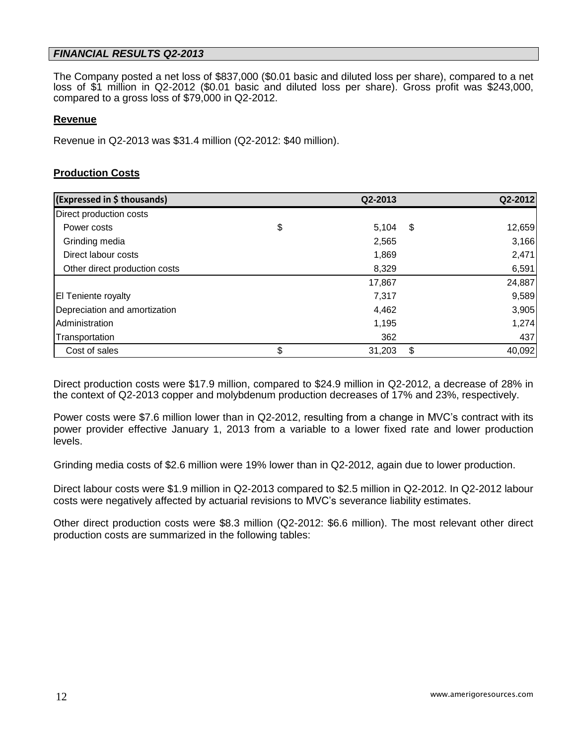## *FINANCIAL RESULTS Q2-2013*

The Company posted a net loss of $837,000 ($0.01 basic and diluted loss per share), compared to a net loss of $1 million in Q2-2012 ($0.01 basic and diluted loss per share). Gross profit was $243,000, compared to a gross loss of $79,000 in Q2-2012.

### Revenue

Revenue in Q2-2013 was $31.4 million (Q2-2012: $40 million).

### Production Costs

| (Expressed in $ thousands) | Q2-2013 | Q2-2012 |
|---|---|---|
| Direct production costs | | |
| Power costs | $ 5,104 | $ 12,659 |
| Grinding media | 2,565 | 3,166 |
| Direct labour costs | 1,869 | 2,471 |
| Other direct production costs | 8,329 | 6,591 |
| | 17,867 | 24,887 |
| El Teniente royalty | 7,317 | 9,589 |
| Depreciation and amortization | 4,462 | 3,905 |
| Administration | 1,195 | 1,274 |
| Transportation | 362 | 437 |
| Cost of sales | $ 31,203 | $ 40,092 |

Direct production costs were $17.9 million, compared to $24.9 million in Q2-2012, a decrease of 28% in the context of Q2-2013 copper and molybdenum production decreases of 17% and 23%, respectively.

Power costs were $7.6 million lower than in Q2-2012, resulting from a change in MVC's contract with its power provider effective January 1, 2013 from a variable to a lower fixed rate and lower production levels.

Grinding media costs of $2.6 million were 19% lower than in Q2-2012, again due to lower production.

Direct labour costs were $1.9 million in Q2-2013 compared to $2.5 million in Q2-2012. In Q2-2012 labour costs were negatively affected by actuarial revisions to MVC's severance liability estimates.

Other direct production costs were $8.3 million (Q2-2012: $6.6 million). The most relevant other direct production costs are summarized in the following tables: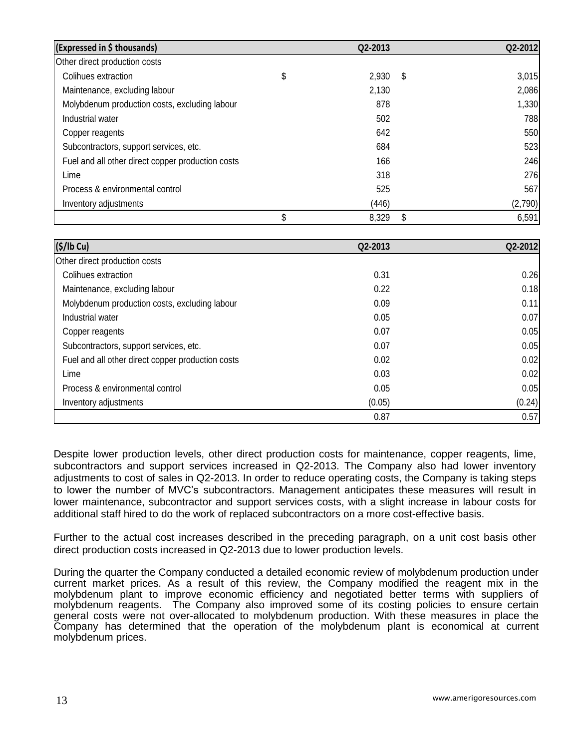| (Expressed in $ thousands) | Q2-2013 | Q2-2012 |
|---|---|---|
| Other direct production costs | | |
| Colihues extraction | $ 2,930 | $ 3,015 |
| Maintenance, excluding labour | 2,130 | 2,086 |
| Molybdenum production costs, excluding labour | 878 | 1,330 |
| Industrial water | 502 | 788 |
| Copper reagents | 642 | 550 |
| Subcontractors, support services, etc. | 684 | 523 |
| Fuel and all other direct copper production costs | 166 | 246 |
| Lime | 318 | 276 |
| Process & environmental control | 525 | 567 |
| Inventory adjustments | (446) | (2,790) |
| | $ 8,329 | $ 6,591 |

| ($/lb Cu) | Q2-2013 | Q2-2012 |
|---|---|---|
| Other direct production costs | | |
| Colihues extraction | 0.31 | 0.26 |
| Maintenance, excluding labour | 0.22 | 0.18 |
| Molybdenum production costs, excluding labour | 0.09 | 0.11 |
| Industrial water | 0.05 | 0.07 |
| Copper reagents | 0.07 | 0.05 |
| Subcontractors, support services, etc. | 0.07 | 0.05 |
| Fuel and all other direct copper production costs | 0.02 | 0.02 |
| Lime | 0.03 | 0.02 |
| Process & environmental control | 0.05 | 0.05 |
| Inventory adjustments | (0.05) | (0.24) |
| | 0.87 | 0.57 |

Despite lower production levels, other direct production costs for maintenance, copper reagents, lime, subcontractors and support services increased in Q2-2013. The Company also had lower inventory adjustments to cost of sales in Q2-2013. In order to reduce operating costs, the Company is taking steps to lower the number of MVC's subcontractors. Management anticipates these measures will result in lower maintenance, subcontractor and support services costs, with a slight increase in labour costs for additional staff hired to do the work of replaced subcontractors on a more cost-effective basis.

Further to the actual cost increases described in the preceding paragraph, on a unit cost basis other direct production costs increased in Q2-2013 due to lower production levels.

During the quarter the Company conducted a detailed economic review of molybdenum production under current market prices. As a result of this review, the Company modified the reagent mix in the molybdenum plant to improve economic efficiency and negotiated better terms with suppliers of molybdenum reagents. The Company also improved some of its costing policies to ensure certain general costs were not over-allocated to molybdenum production. With these measures in place the Company has determined that the operation of the molybdenum plant is economical at current molybdenum prices.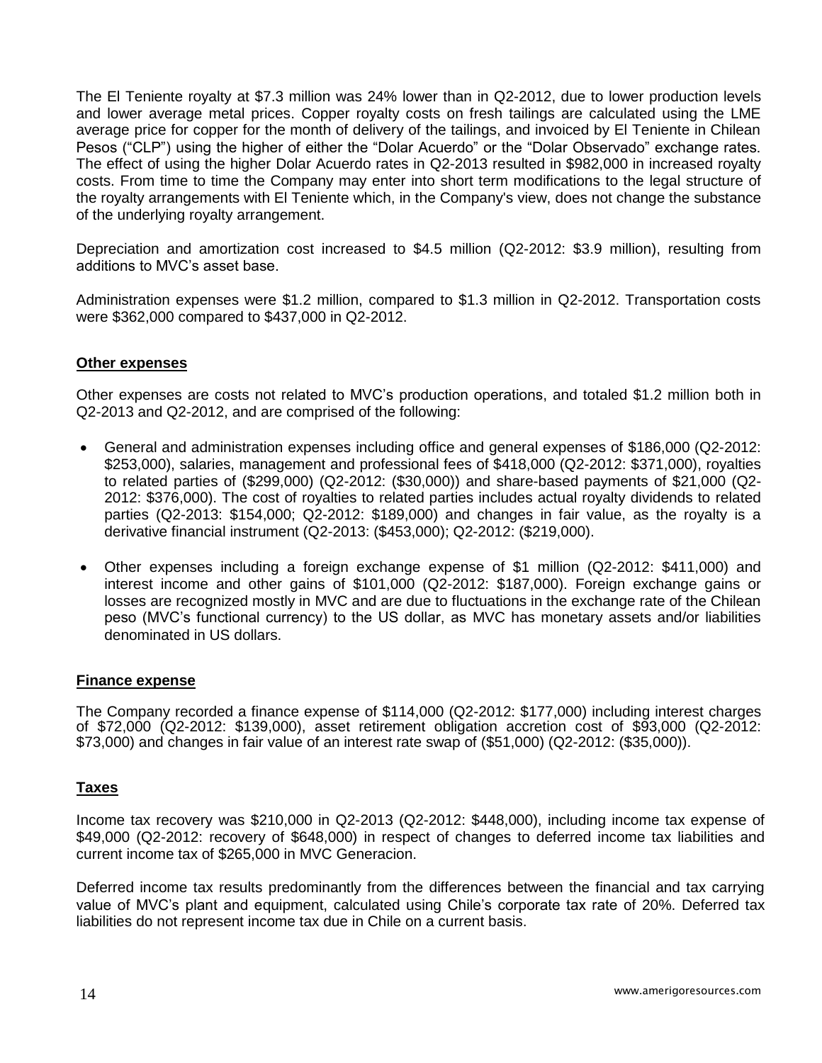The El Teniente royalty at $7.3 million was 24% lower than in Q2-2012, due to lower production levels and lower average metal prices. Copper royalty costs on fresh tailings are calculated using the LME average price for copper for the month of delivery of the tailings, and invoiced by El Teniente in Chilean Pesos ("CLP") using the higher of either the "Dolar Acuerdo" or the "Dolar Observado" exchange rates. The effect of using the higher Dolar Acuerdo rates in Q2-2013 resulted in $982,000 in increased royalty costs. From time to time the Company may enter into short term modifications to the legal structure of the royalty arrangements with El Teniente which, in the Company's view, does not change the substance of the underlying royalty arrangement.

Depreciation and amortization cost increased to $4.5 million (Q2-2012: $3.9 million), resulting from additions to MVC's asset base.

Administration expenses were $1.2 million, compared to $1.3 million in Q2-2012. Transportation costs were $362,000 compared to $437,000 in Q2-2012.

## Other expenses

Other expenses are costs not related to MVC's production operations, and totaled $1.2 million both in Q2-2013 and Q2-2012, and are comprised of the following:

- General and administration expenses including office and general expenses of $186,000 (Q2-2012: $253,000), salaries, management and professional fees of $418,000 (Q2-2012: $371,000), royalties to related parties of ($299,000) (Q2-2012: ($30,000)) and share-based payments of $21,000 (Q2-2012: $376,000). The cost of royalties to related parties includes actual royalty dividends to related parties (Q2-2013: $154,000; Q2-2012: $189,000) and changes in fair value, as the royalty is a derivative financial instrument (Q2-2013: ($453,000); Q2-2012: ($219,000).
- Other expenses including a foreign exchange expense of $1 million (Q2-2012: $411,000) and interest income and other gains of $101,000 (Q2-2012: $187,000). Foreign exchange gains or losses are recognized mostly in MVC and are due to fluctuations in the exchange rate of the Chilean peso (MVC's functional currency) to the US dollar, as MVC has monetary assets and/or liabilities denominated in US dollars.

## Finance expense

The Company recorded a finance expense of $114,000 (Q2-2012: $177,000) including interest charges of $72,000 (Q2-2012: $139,000), asset retirement obligation accretion cost of $93,000 (Q2-2012: $73,000) and changes in fair value of an interest rate swap of ($51,000) (Q2-2012: ($35,000)).

## Taxes

Income tax recovery was $210,000 in Q2-2013 (Q2-2012: $448,000), including income tax expense of $49,000 (Q2-2012: recovery of $648,000) in respect of changes to deferred income tax liabilities and current income tax of $265,000 in MVC Generacion.

Deferred income tax results predominantly from the differences between the financial and tax carrying value of MVC's plant and equipment, calculated using Chile's corporate tax rate of 20%. Deferred tax liabilities do not represent income tax due in Chile on a current basis.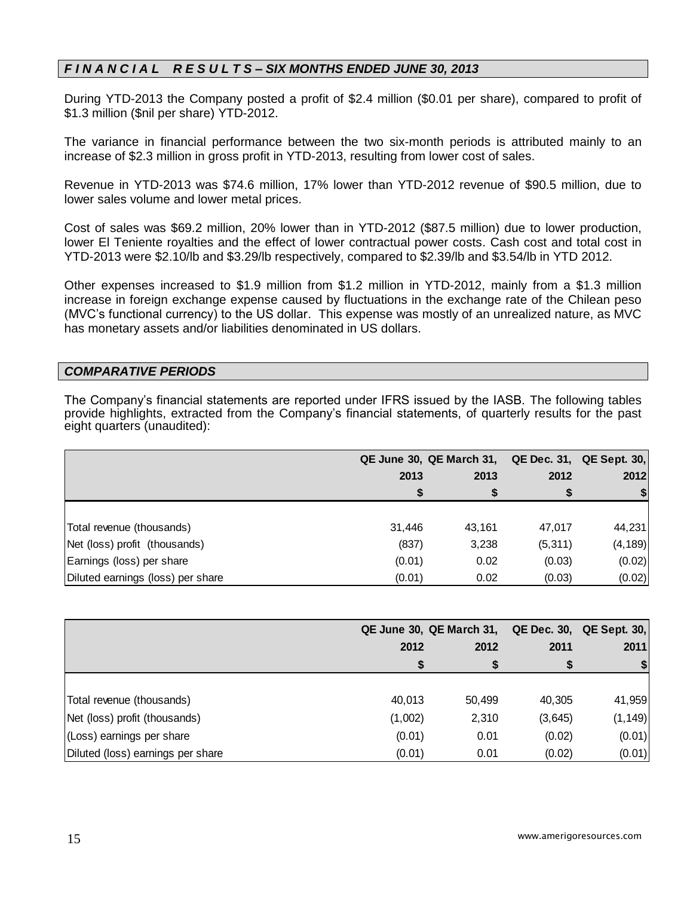## *F I N A N C I A L R E S U L T S – SIX MONTHS ENDED JUNE 30, 2013*

During YTD-2013 the Company posted a profit of $2.4 million ($0.01 per share), compared to profit of $1.3 million ($nil per share) YTD-2012.

The variance in financial performance between the two six-month periods is attributed mainly to an increase of $2.3 million in gross profit in YTD-2013, resulting from lower cost of sales.

Revenue in YTD-2013 was $74.6 million, 17% lower than YTD-2012 revenue of $90.5 million, due to lower sales volume and lower metal prices.

Cost of sales was $69.2 million, 20% lower than in YTD-2012 ($87.5 million) due to lower production, lower El Teniente royalties and the effect of lower contractual power costs. Cash cost and total cost in YTD-2013 were $2.10/lb and $3.29/lb respectively, compared to $2.39/lb and $3.54/lb in YTD 2012.

Other expenses increased to $1.9 million from $1.2 million in YTD-2012, mainly from a $1.3 million increase in foreign exchange expense caused by fluctuations in the exchange rate of the Chilean peso (MVC's functional currency) to the US dollar. This expense was mostly of an unrealized nature, as MVC has monetary assets and/or liabilities denominated in US dollars.

## *COMPARATIVE PERIODS*

The Company's financial statements are reported under IFRS issued by the IASB. The following tables provide highlights, extracted from the Company's financial statements, of quarterly results for the past eight quarters (unaudited):

| | QE June 30, 2013 | QE March 31, 2013 | QE Dec. 31, 2012 | QE Sept. 30, 2012 |
|---|---|---|---|---|
| | $ | $ | $ | $ |
| Total revenue (thousands) | 31,446 | 43,161 | 47,017 | 44,231 |
| Net (loss) profit (thousands) | (837) | 3,238 | (5,311) | (4,189) |
| Earnings (loss) per share | (0.01) | 0.02 | (0.03) | (0.02) |
| Diluted earnings (loss) per share | (0.01) | 0.02 | (0.03) | (0.02) |

| | QE June 30, 2012 | QE March 31, 2012 | QE Dec. 30, 2011 | QE Sept. 30, 2011 |
|---|---|---|---|---|
| | $ | $ | $ | $ |
| Total revenue (thousands) | 40,013 | 50,499 | 40,305 | 41,959 |
| Net (loss) profit (thousands) | (1,002) | 2,310 | (3,645) | (1,149) |
| (Loss) earnings per share | (0.01) | 0.01 | (0.02) | (0.01) |
| Diluted (loss) earnings per share | (0.01) | 0.01 | (0.02) | (0.01) |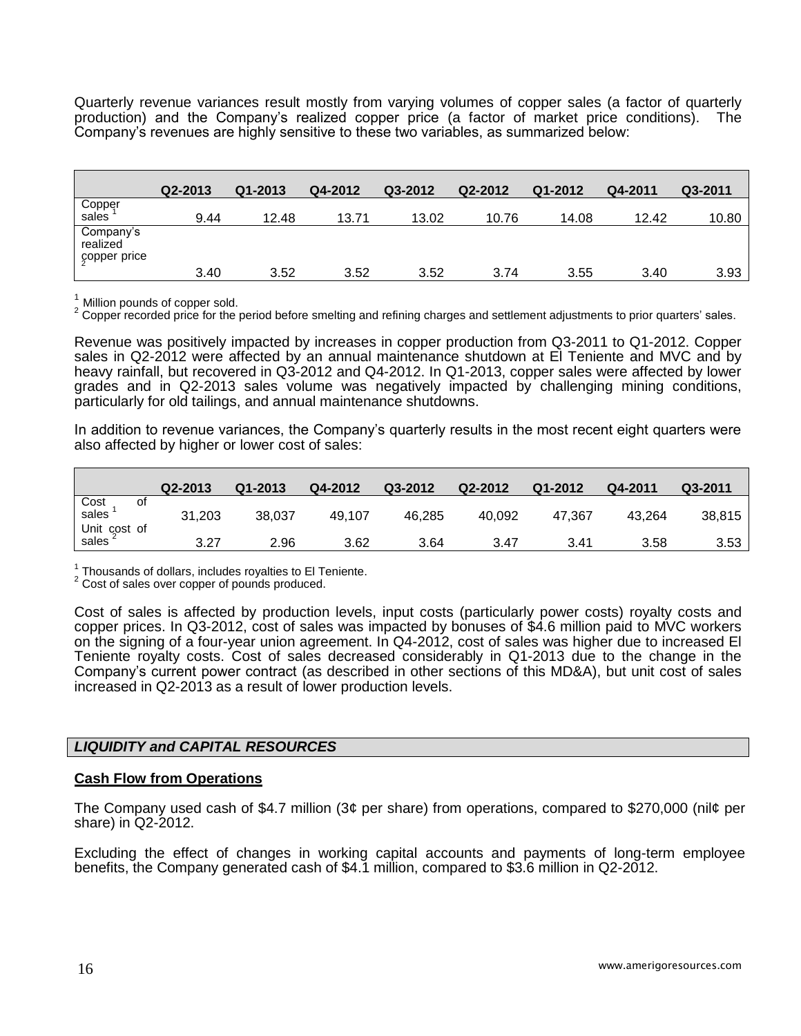Quarterly revenue variances result mostly from varying volumes of copper sales (a factor of quarterly production) and the Company's realized copper price (a factor of market price conditions). The Company's revenues are highly sensitive to these two variables, as summarized below:

| | Q2-2013 | Q1-2013 | Q4-2012 | Q3-2012 | Q2-2012 | Q1-2012 | Q4-2011 | Q3-2011 |
|---|---|---|---|---|---|---|---|---|
| Copper sales [1] | 9.44 | 12.48 | 13.71 | 13.02 | 10.76 | 14.08 | 12.42 | 10.80 |
| Company's realized copper price [2] | 3.40 | 3.52 | 3.52 | 3.52 | 3.74 | 3.55 | 3.40 | 3.93 |

[1] Million pounds of copper sold.
[2] Copper recorded price for the period before smelting and refining charges and settlement adjustments to prior quarters' sales.

Revenue was positively impacted by increases in copper production from Q3-2011 to Q1-2012. Copper sales in Q2-2012 were affected by an annual maintenance shutdown at El Teniente and MVC and by heavy rainfall, but recovered in Q3-2012 and Q4-2012. In Q1-2013, copper sales were affected by lower grades and in Q2-2013 sales volume was negatively impacted by challenging mining conditions, particularly for old tailings, and annual maintenance shutdowns.

In addition to revenue variances, the Company's quarterly results in the most recent eight quarters were also affected by higher or lower cost of sales:

| | Q2-2013 | Q1-2013 | Q4-2012 | Q3-2012 | Q2-2012 | Q1-2012 | Q4-2011 | Q3-2011 |
|---|---|---|---|---|---|---|---|---|
| Cost of sales [1] | 31,203 | 38,037 | 49,107 | 46,285 | 40,092 | 47,367 | 43,264 | 38,815 |
| Unit cost of sales [2] | 3.27 | 2.96 | 3.62 | 3.64 | 3.47 | 3.41 | 3.58 | 3.53 |

[1] Thousands of dollars, includes royalties to El Teniente.
[2] Cost of sales over copper of pounds produced.

Cost of sales is affected by production levels, input costs (particularly power costs) royalty costs and copper prices. In Q3-2012, cost of sales was impacted by bonuses of $4.6 million paid to MVC workers on the signing of a four-year union agreement. In Q4-2012, cost of sales was higher due to increased El Teniente royalty costs. Cost of sales decreased considerably in Q1-2013 due to the change in the Company's current power contract (as described in other sections of this MD&A), but unit cost of sales increased in Q2-2013 as a result of lower production levels.

## *LIQUIDITY and CAPITAL RESOURCES*

### Cash Flow from Operations

The Company used cash of $4.7 million (3¢ per share) from operations, compared to $270,000 (nil¢ per share) in Q2-2012.

Excluding the effect of changes in working capital accounts and payments of long-term employee benefits, the Company generated cash of $4.1 million, compared to $3.6 million in Q2-2012.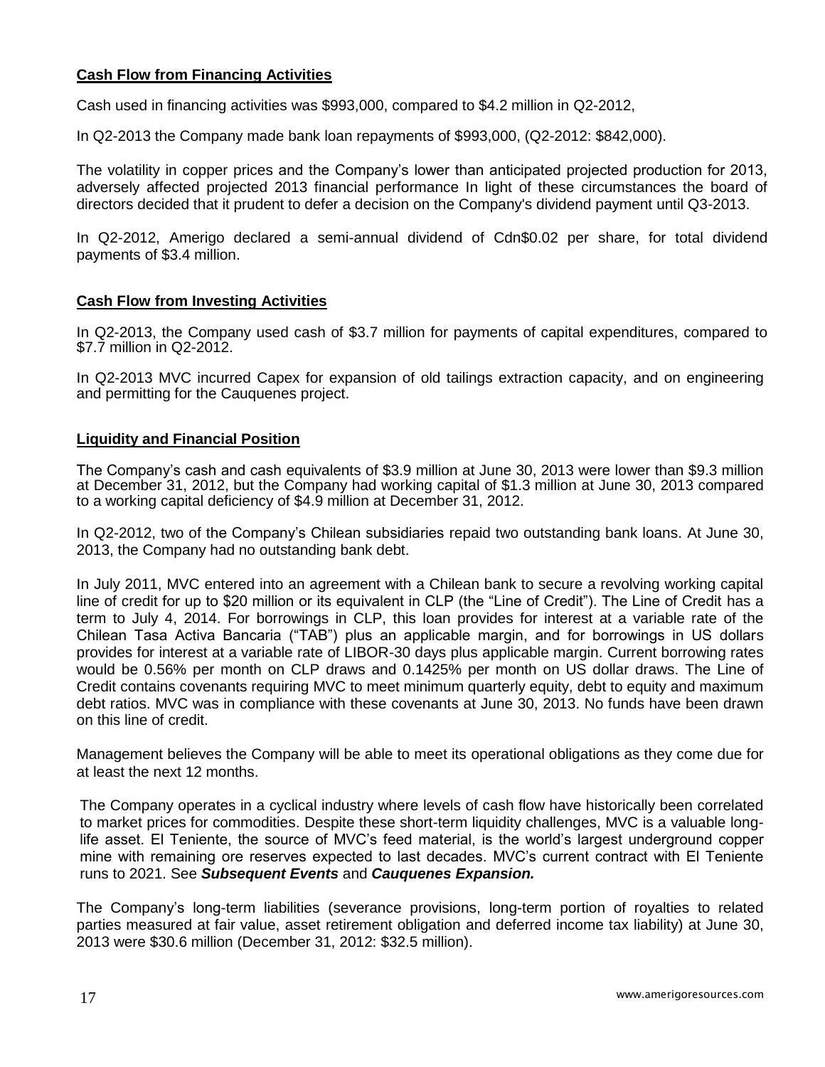**Cash Flow from Financing Activities**

Cash used in financing activities was $993,000, compared to $4.2 million in Q2-2012,

In Q2-2013 the Company made bank loan repayments of $993,000, (Q2-2012: $842,000).

The volatility in copper prices and the Company's lower than anticipated projected production for 2013, adversely affected projected 2013 financial performance In light of these circumstances the board of directors decided that it prudent to defer a decision on the Company's dividend payment until Q3-2013.

In Q2-2012, Amerigo declared a semi-annual dividend of Cdn$0.02 per share, for total dividend payments of $3.4 million.

**Cash Flow from Investing Activities**

In Q2-2013, the Company used cash of $3.7 million for payments of capital expenditures, compared to $7.7 million in Q2-2012.

In Q2-2013 MVC incurred Capex for expansion of old tailings extraction capacity, and on engineering and permitting for the Cauquenes project.

**Liquidity and Financial Position**

The Company's cash and cash equivalents of $3.9 million at June 30, 2013 were lower than $9.3 million at December 31, 2012, but the Company had working capital of $1.3 million at June 30, 2013 compared to a working capital deficiency of $4.9 million at December 31, 2012.

In Q2-2012, two of the Company's Chilean subsidiaries repaid two outstanding bank loans. At June 30, 2013, the Company had no outstanding bank debt.

In July 2011, MVC entered into an agreement with a Chilean bank to secure a revolving working capital line of credit for up to $20 million or its equivalent in CLP (the "Line of Credit"). The Line of Credit has a term to July 4, 2014. For borrowings in CLP, this loan provides for interest at a variable rate of the Chilean Tasa Activa Bancaria ("TAB") plus an applicable margin, and for borrowings in US dollars provides for interest at a variable rate of LIBOR-30 days plus applicable margin. Current borrowing rates would be 0.56% per month on CLP draws and 0.1425% per month on US dollar draws. The Line of Credit contains covenants requiring MVC to meet minimum quarterly equity, debt to equity and maximum debt ratios. MVC was in compliance with these covenants at June 30, 2013. No funds have been drawn on this line of credit.

Management believes the Company will be able to meet its operational obligations as they come due for at least the next 12 months.

The Company operates in a cyclical industry where levels of cash flow have historically been correlated to market prices for commodities. Despite these short-term liquidity challenges, MVC is a valuable long-life asset. El Teniente, the source of MVC's feed material, is the world's largest underground copper mine with remaining ore reserves expected to last decades. MVC's current contract with El Teniente runs to 2021. See ***Subsequent Events*** and ***Cauquenes Expansion.***

The Company's long-term liabilities (severance provisions, long-term portion of royalties to related parties measured at fair value, asset retirement obligation and deferred income tax liability) at June 30, 2013 were $30.6 million (December 31, 2012: $32.5 million).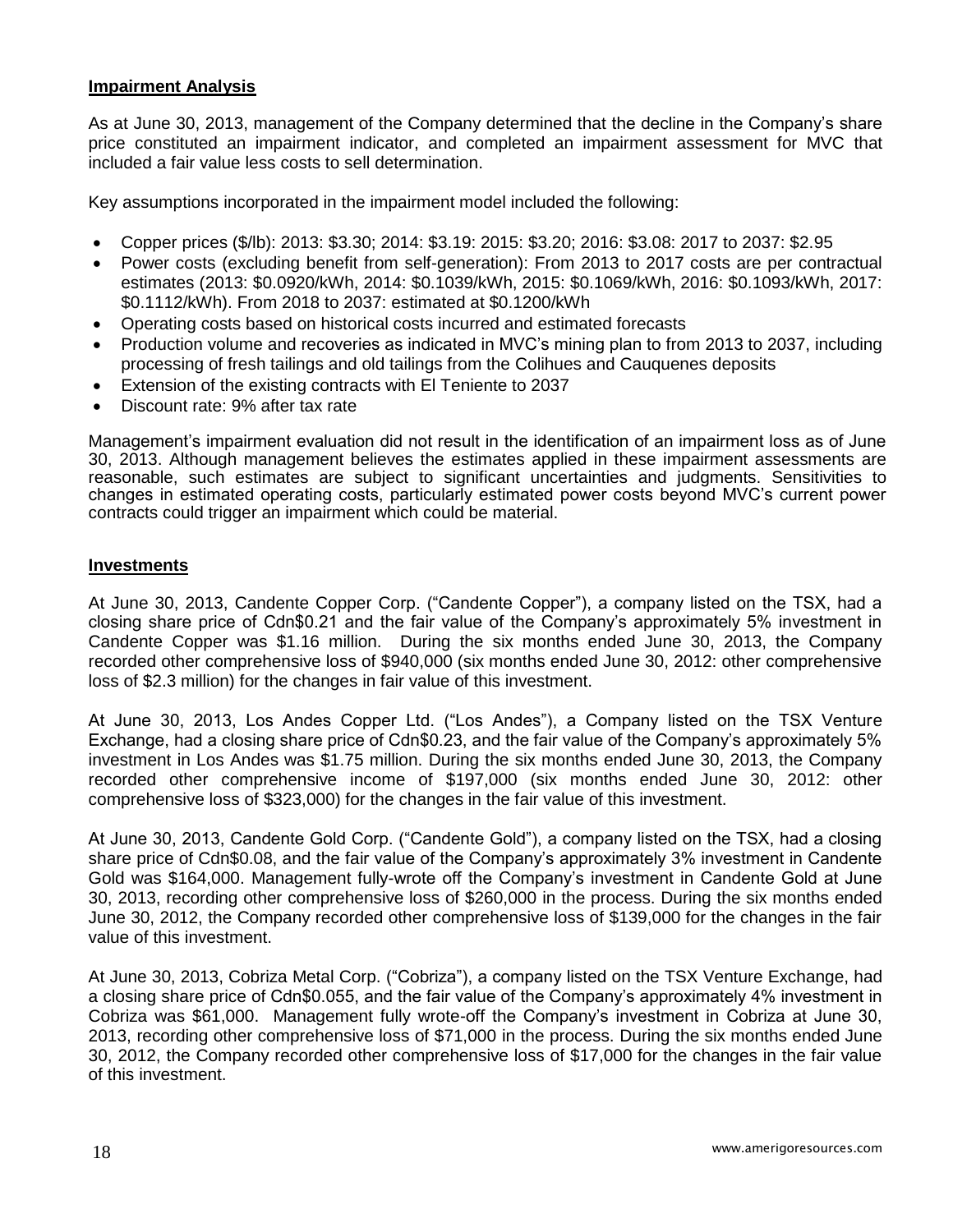## Impairment Analysis

As at June 30, 2013, management of the Company determined that the decline in the Company's share price constituted an impairment indicator, and completed an impairment assessment for MVC that included a fair value less costs to sell determination.

Key assumptions incorporated in the impairment model included the following:

- Copper prices ($/lb): 2013: $3.30; 2014: $3.19: 2015: $3.20; 2016: $3.08: 2017 to 2037: $2.95
- Power costs (excluding benefit from self-generation): From 2013 to 2017 costs are per contractual estimates (2013: $0.0920/kWh, 2014: $0.1039/kWh, 2015: $0.1069/kWh, 2016: $0.1093/kWh, 2017: $0.1112/kWh). From 2018 to 2037: estimated at $0.1200/kWh
- Operating costs based on historical costs incurred and estimated forecasts
- Production volume and recoveries as indicated in MVC's mining plan to from 2013 to 2037, including processing of fresh tailings and old tailings from the Colihues and Cauquenes deposits
- Extension of the existing contracts with El Teniente to 2037
- Discount rate: 9% after tax rate

Management's impairment evaluation did not result in the identification of an impairment loss as of June 30, 2013. Although management believes the estimates applied in these impairment assessments are reasonable, such estimates are subject to significant uncertainties and judgments. Sensitivities to changes in estimated operating costs, particularly estimated power costs beyond MVC's current power contracts could trigger an impairment which could be material.

## Investments

At June 30, 2013, Candente Copper Corp. ("Candente Copper"), a company listed on the TSX, had a closing share price of Cdn$0.21 and the fair value of the Company's approximately 5% investment in Candente Copper was $1.16 million. During the six months ended June 30, 2013, the Company recorded other comprehensive loss of $940,000 (six months ended June 30, 2012: other comprehensive loss of $2.3 million) for the changes in fair value of this investment.

At June 30, 2013, Los Andes Copper Ltd. ("Los Andes"), a Company listed on the TSX Venture Exchange, had a closing share price of Cdn$0.23, and the fair value of the Company's approximately 5% investment in Los Andes was $1.75 million. During the six months ended June 30, 2013, the Company recorded other comprehensive income of $197,000 (six months ended June 30, 2012: other comprehensive loss of $323,000) for the changes in the fair value of this investment.

At June 30, 2013, Candente Gold Corp. ("Candente Gold"), a company listed on the TSX, had a closing share price of Cdn$0.08, and the fair value of the Company's approximately 3% investment in Candente Gold was $164,000. Management fully-wrote off the Company's investment in Candente Gold at June 30, 2013, recording other comprehensive loss of $260,000 in the process. During the six months ended June 30, 2012, the Company recorded other comprehensive loss of $139,000 for the changes in the fair value of this investment.

At June 30, 2013, Cobriza Metal Corp. ("Cobriza"), a company listed on the TSX Venture Exchange, had a closing share price of Cdn$0.055, and the fair value of the Company's approximately 4% investment in Cobriza was $61,000. Management fully wrote-off the Company's investment in Cobriza at June 30, 2013, recording other comprehensive loss of $71,000 in the process. During the six months ended June 30, 2012, the Company recorded other comprehensive loss of $17,000 for the changes in the fair value of this investment.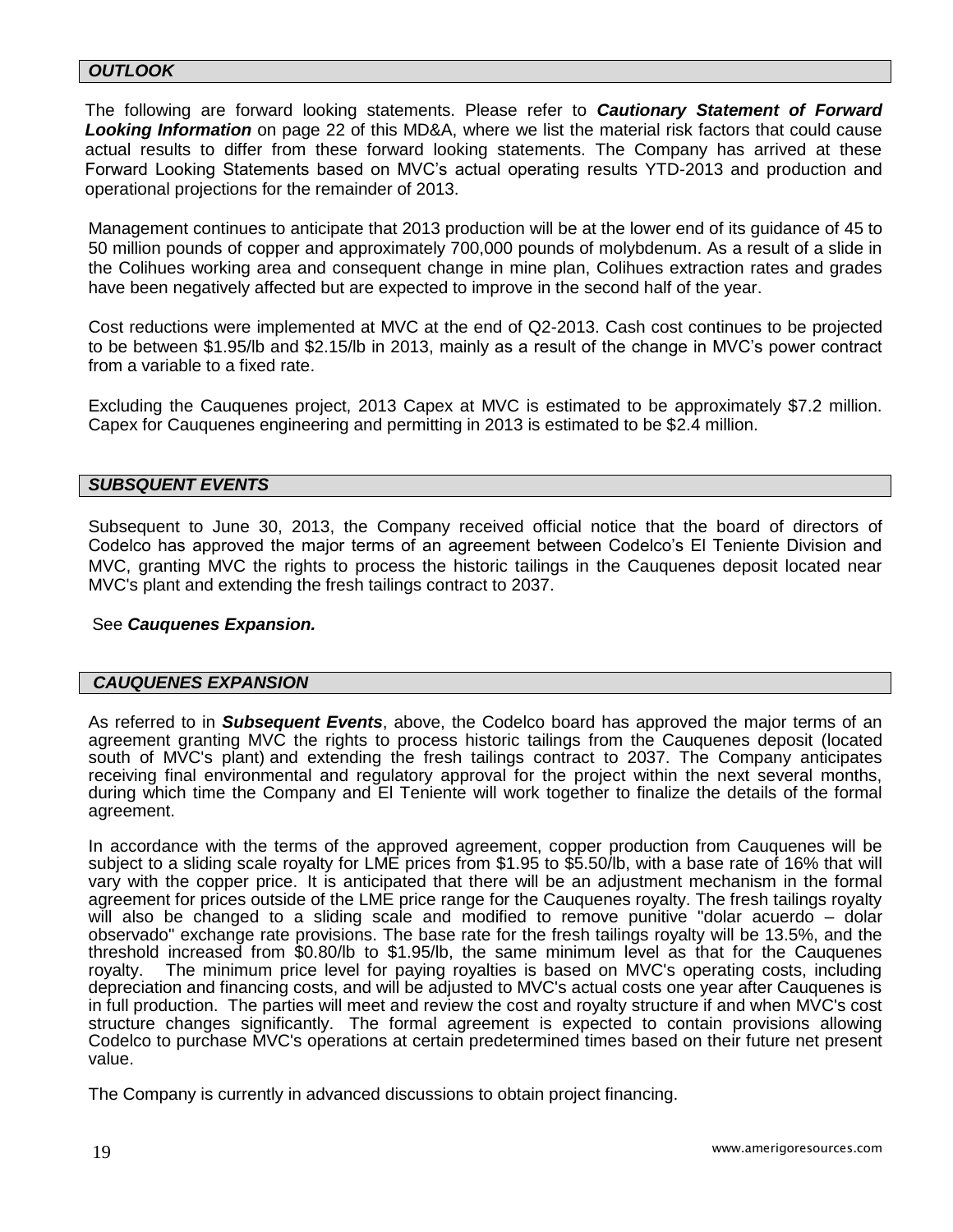## *OUTLOOK*

The following are forward looking statements. Please refer to ***Cautionary Statement of Forward Looking Information*** on page 22 of this MD&A, where we list the material risk factors that could cause actual results to differ from these forward looking statements. The Company has arrived at these Forward Looking Statements based on MVC's actual operating results YTD-2013 and production and operational projections for the remainder of 2013.

Management continues to anticipate that 2013 production will be at the lower end of its guidance of 45 to 50 million pounds of copper and approximately 700,000 pounds of molybdenum. As a result of a slide in the Colihues working area and consequent change in mine plan, Colihues extraction rates and grades have been negatively affected but are expected to improve in the second half of the year.

Cost reductions were implemented at MVC at the end of Q2-2013. Cash cost continues to be projected to be between $1.95/lb and $2.15/lb in 2013, mainly as a result of the change in MVC's power contract from a variable to a fixed rate.

Excluding the Cauquenes project, 2013 Capex at MVC is estimated to be approximately $7.2 million. Capex for Cauquenes engineering and permitting in 2013 is estimated to be $2.4 million.

## *SUBSQUENT EVENTS*

Subsequent to June 30, 2013, the Company received official notice that the board of directors of Codelco has approved the major terms of an agreement between Codelco's El Teniente Division and MVC, granting MVC the rights to process the historic tailings in the Cauquenes deposit located near MVC's plant and extending the fresh tailings contract to 2037.

See ***Cauquenes Expansion.***

## *CAUQUENES EXPANSION*

As referred to in ***Subsequent Events***, above, the Codelco board has approved the major terms of an agreement granting MVC the rights to process historic tailings from the Cauquenes deposit (located south of MVC's plant) and extending the fresh tailings contract to 2037. The Company anticipates receiving final environmental and regulatory approval for the project within the next several months, during which time the Company and El Teniente will work together to finalize the details of the formal agreement.

In accordance with the terms of the approved agreement, copper production from Cauquenes will be subject to a sliding scale royalty for LME prices from $1.95 to $5.50/lb, with a base rate of 16% that will vary with the copper price. It is anticipated that there will be an adjustment mechanism in the formal agreement for prices outside of the LME price range for the Cauquenes royalty. The fresh tailings royalty will also be changed to a sliding scale and modified to remove punitive "dolar acuerdo – dolar observado" exchange rate provisions. The base rate for the fresh tailings royalty will be 13.5%, and the threshold increased from $0.80/lb to $1.95/lb, the same minimum level as that for the Cauquenes royalty. The minimum price level for paying royalties is based on MVC's operating costs, including depreciation and financing costs, and will be adjusted to MVC's actual costs one year after Cauquenes is in full production. The parties will meet and review the cost and royalty structure if and when MVC's cost structure changes significantly. The formal agreement is expected to contain provisions allowing Codelco to purchase MVC's operations at certain predetermined times based on their future net present value.

The Company is currently in advanced discussions to obtain project financing.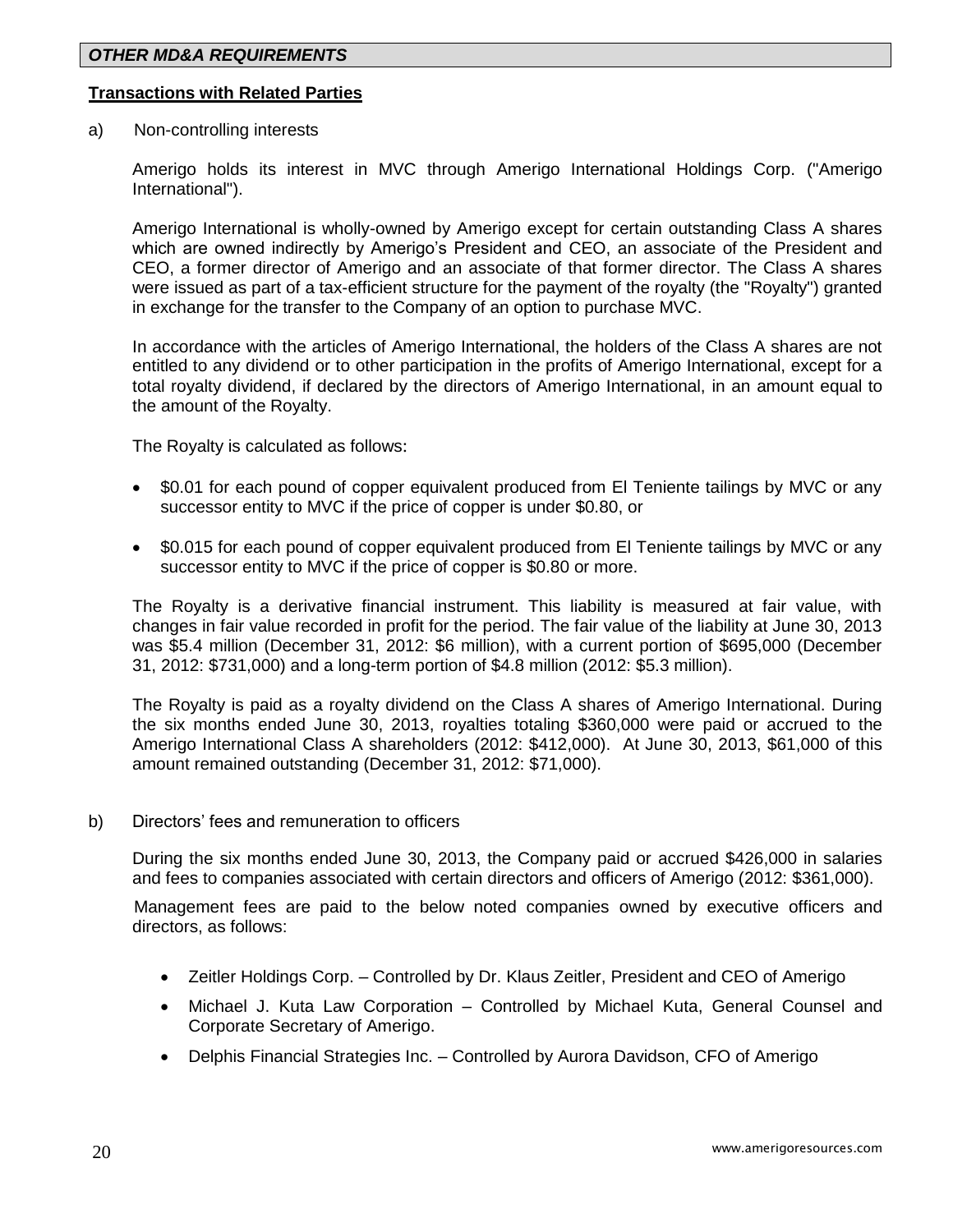## *OTHER MD&A REQUIREMENTS*

### **Transactions with Related Parties**

a) Non-controlling interests

Amerigo holds its interest in MVC through Amerigo International Holdings Corp. ("Amerigo International").

Amerigo International is wholly-owned by Amerigo except for certain outstanding Class A shares which are owned indirectly by Amerigo's President and CEO, an associate of the President and CEO, a former director of Amerigo and an associate of that former director. The Class A shares were issued as part of a tax-efficient structure for the payment of the royalty (the "Royalty") granted in exchange for the transfer to the Company of an option to purchase MVC.

In accordance with the articles of Amerigo International, the holders of the Class A shares are not entitled to any dividend or to other participation in the profits of Amerigo International, except for a total royalty dividend, if declared by the directors of Amerigo International, in an amount equal to the amount of the Royalty.

The Royalty is calculated as follows:

- $0.01 for each pound of copper equivalent produced from El Teniente tailings by MVC or any successor entity to MVC if the price of copper is under $0.80, or
- $0.015 for each pound of copper equivalent produced from El Teniente tailings by MVC or any successor entity to MVC if the price of copper is $0.80 or more.

The Royalty is a derivative financial instrument. This liability is measured at fair value, with changes in fair value recorded in profit for the period. The fair value of the liability at June 30, 2013 was $5.4 million (December 31, 2012: $6 million), with a current portion of $695,000 (December 31, 2012: $731,000) and a long-term portion of $4.8 million (2012: $5.3 million).

The Royalty is paid as a royalty dividend on the Class A shares of Amerigo International. During the six months ended June 30, 2013, royalties totaling $360,000 were paid or accrued to the Amerigo International Class A shareholders (2012: $412,000). At June 30, 2013, $61,000 of this amount remained outstanding (December 31, 2012: $71,000).

b) Directors' fees and remuneration to officers

During the six months ended June 30, 2013, the Company paid or accrued $426,000 in salaries and fees to companies associated with certain directors and officers of Amerigo (2012: $361,000).

Management fees are paid to the below noted companies owned by executive officers and directors, as follows:

- Zeitler Holdings Corp. – Controlled by Dr. Klaus Zeitler, President and CEO of Amerigo
- Michael J. Kuta Law Corporation – Controlled by Michael Kuta, General Counsel and Corporate Secretary of Amerigo.
- Delphis Financial Strategies Inc. – Controlled by Aurora Davidson, CFO of Amerigo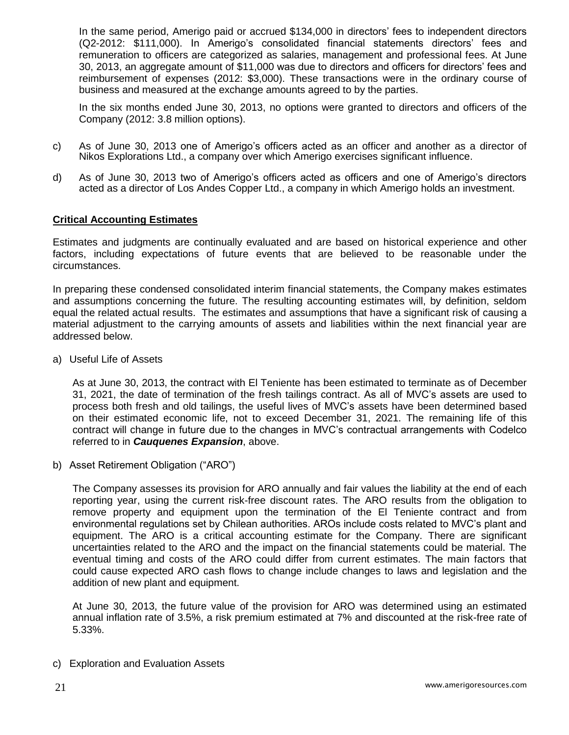In the same period, Amerigo paid or accrued $134,000 in directors' fees to independent directors (Q2-2012: $111,000). In Amerigo's consolidated financial statements directors' fees and remuneration to officers are categorized as salaries, management and professional fees. At June 30, 2013, an aggregate amount of $11,000 was due to directors and officers for directors' fees and reimbursement of expenses (2012: $3,000). These transactions were in the ordinary course of business and measured at the exchange amounts agreed to by the parties.

In the six months ended June 30, 2013, no options were granted to directors and officers of the Company (2012: 3.8 million options).

c) As of June 30, 2013 one of Amerigo's officers acted as an officer and another as a director of Nikos Explorations Ltd., a company over which Amerigo exercises significant influence.

d) As of June 30, 2013 two of Amerigo's officers acted as officers and one of Amerigo's directors acted as a director of Los Andes Copper Ltd., a company in which Amerigo holds an investment.

**Critical Accounting Estimates**

Estimates and judgments are continually evaluated and are based on historical experience and other factors, including expectations of future events that are believed to be reasonable under the circumstances.

In preparing these condensed consolidated interim financial statements, the Company makes estimates and assumptions concerning the future. The resulting accounting estimates will, by definition, seldom equal the related actual results. The estimates and assumptions that have a significant risk of causing a material adjustment to the carrying amounts of assets and liabilities within the next financial year are addressed below.

a) Useful Life of Assets

As at June 30, 2013, the contract with El Teniente has been estimated to terminate as of December 31, 2021, the date of termination of the fresh tailings contract. As all of MVC's assets are used to process both fresh and old tailings, the useful lives of MVC's assets have been determined based on their estimated economic life, not to exceed December 31, 2021. The remaining life of this contract will change in future due to the changes in MVC's contractual arrangements with Codelco referred to in ***Cauquenes Expansion***, above.

b) Asset Retirement Obligation ("ARO")

The Company assesses its provision for ARO annually and fair values the liability at the end of each reporting year, using the current risk-free discount rates. The ARO results from the obligation to remove property and equipment upon the termination of the El Teniente contract and from environmental regulations set by Chilean authorities. AROs include costs related to MVC's plant and equipment. The ARO is a critical accounting estimate for the Company. There are significant uncertainties related to the ARO and the impact on the financial statements could be material. The eventual timing and costs of the ARO could differ from current estimates. The main factors that could cause expected ARO cash flows to change include changes to laws and legislation and the addition of new plant and equipment.

At June 30, 2013, the future value of the provision for ARO was determined using an estimated annual inflation rate of 3.5%, a risk premium estimated at 7% and discounted at the risk-free rate of 5.33%.

c) Exploration and Evaluation Assets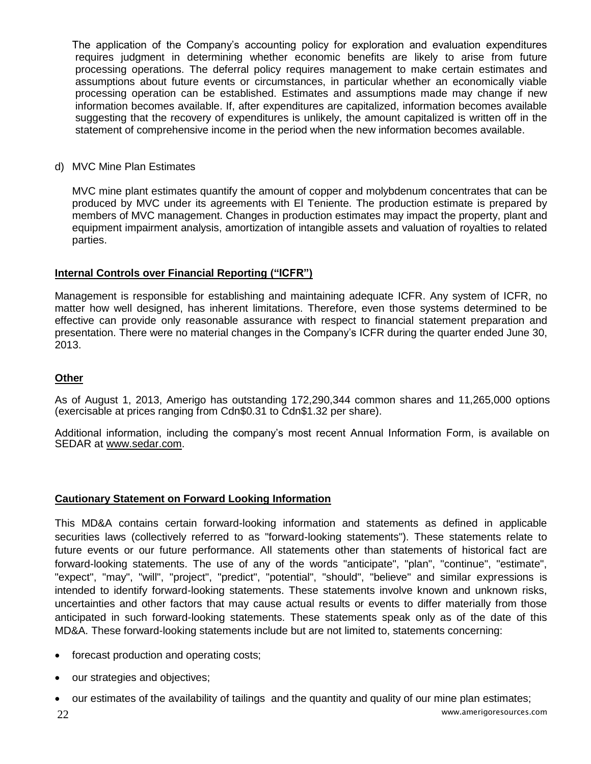The application of the Company's accounting policy for exploration and evaluation expenditures requires judgment in determining whether economic benefits are likely to arise from future processing operations. The deferral policy requires management to make certain estimates and assumptions about future events or circumstances, in particular whether an economically viable processing operation can be established. Estimates and assumptions made may change if new information becomes available. If, after expenditures are capitalized, information becomes available suggesting that the recovery of expenditures is unlikely, the amount capitalized is written off in the statement of comprehensive income in the period when the new information becomes available.

d) MVC Mine Plan Estimates

MVC mine plant estimates quantify the amount of copper and molybdenum concentrates that can be produced by MVC under its agreements with El Teniente. The production estimate is prepared by members of MVC management. Changes in production estimates may impact the property, plant and equipment impairment analysis, amortization of intangible assets and valuation of royalties to related parties.

## Internal Controls over Financial Reporting ("ICFR")

Management is responsible for establishing and maintaining adequate ICFR. Any system of ICFR, no matter how well designed, has inherent limitations. Therefore, even those systems determined to be effective can provide only reasonable assurance with respect to financial statement preparation and presentation. There were no material changes in the Company's ICFR during the quarter ended June 30, 2013.

## Other

As of August 1, 2013, Amerigo has outstanding 172,290,344 common shares and 11,265,000 options (exercisable at prices ranging from Cdn$0.31 to Cdn$1.32 per share).

Additional information, including the company's most recent Annual Information Form, is available on SEDAR at www.sedar.com.

## Cautionary Statement on Forward Looking Information

This MD&A contains certain forward-looking information and statements as defined in applicable securities laws (collectively referred to as "forward-looking statements"). These statements relate to future events or our future performance. All statements other than statements of historical fact are forward-looking statements. The use of any of the words "anticipate", "plan", "continue", "estimate", "expect", "may", "will", "project", "predict", "potential", "should", "believe" and similar expressions is intended to identify forward-looking statements. These statements involve known and unknown risks, uncertainties and other factors that may cause actual results or events to differ materially from those anticipated in such forward-looking statements. These statements speak only as of the date of this MD&A. These forward-looking statements include but are not limited to, statements concerning:

- forecast production and operating costs;
- our strategies and objectives;
- our estimates of the availability of tailings and the quantity and quality of our mine plan estimates;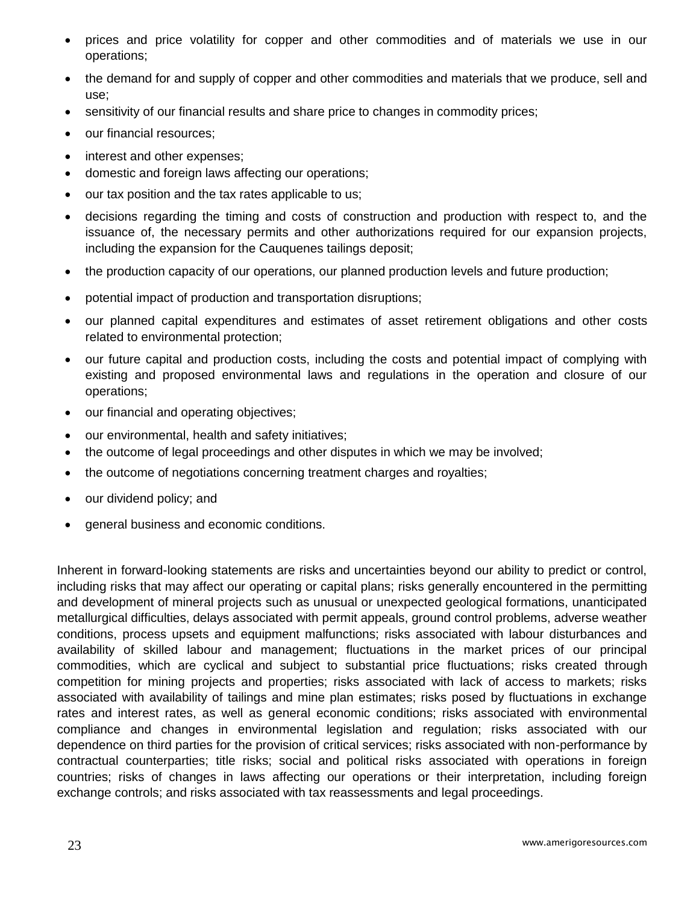- prices and price volatility for copper and other commodities and of materials we use in our operations;
- the demand for and supply of copper and other commodities and materials that we produce, sell and use;
- sensitivity of our financial results and share price to changes in commodity prices;
- our financial resources;
- interest and other expenses;
- domestic and foreign laws affecting our operations;
- our tax position and the tax rates applicable to us;
- decisions regarding the timing and costs of construction and production with respect to, and the issuance of, the necessary permits and other authorizations required for our expansion projects, including the expansion for the Cauquenes tailings deposit;
- the production capacity of our operations, our planned production levels and future production;
- potential impact of production and transportation disruptions;
- our planned capital expenditures and estimates of asset retirement obligations and other costs related to environmental protection;
- our future capital and production costs, including the costs and potential impact of complying with existing and proposed environmental laws and regulations in the operation and closure of our operations;
- our financial and operating objectives;
- our environmental, health and safety initiatives;
- the outcome of legal proceedings and other disputes in which we may be involved;
- the outcome of negotiations concerning treatment charges and royalties;
- our dividend policy; and
- general business and economic conditions.

Inherent in forward-looking statements are risks and uncertainties beyond our ability to predict or control, including risks that may affect our operating or capital plans; risks generally encountered in the permitting and development of mineral projects such as unusual or unexpected geological formations, unanticipated metallurgical difficulties, delays associated with permit appeals, ground control problems, adverse weather conditions, process upsets and equipment malfunctions; risks associated with labour disturbances and availability of skilled labour and management; fluctuations in the market prices of our principal commodities, which are cyclical and subject to substantial price fluctuations; risks created through competition for mining projects and properties; risks associated with lack of access to markets; risks associated with availability of tailings and mine plan estimates; risks posed by fluctuations in exchange rates and interest rates, as well as general economic conditions; risks associated with environmental compliance and changes in environmental legislation and regulation; risks associated with our dependence on third parties for the provision of critical services; risks associated with non-performance by contractual counterparties; title risks; social and political risks associated with operations in foreign countries; risks of changes in laws affecting our operations or their interpretation, including foreign exchange controls; and risks associated with tax reassessments and legal proceedings.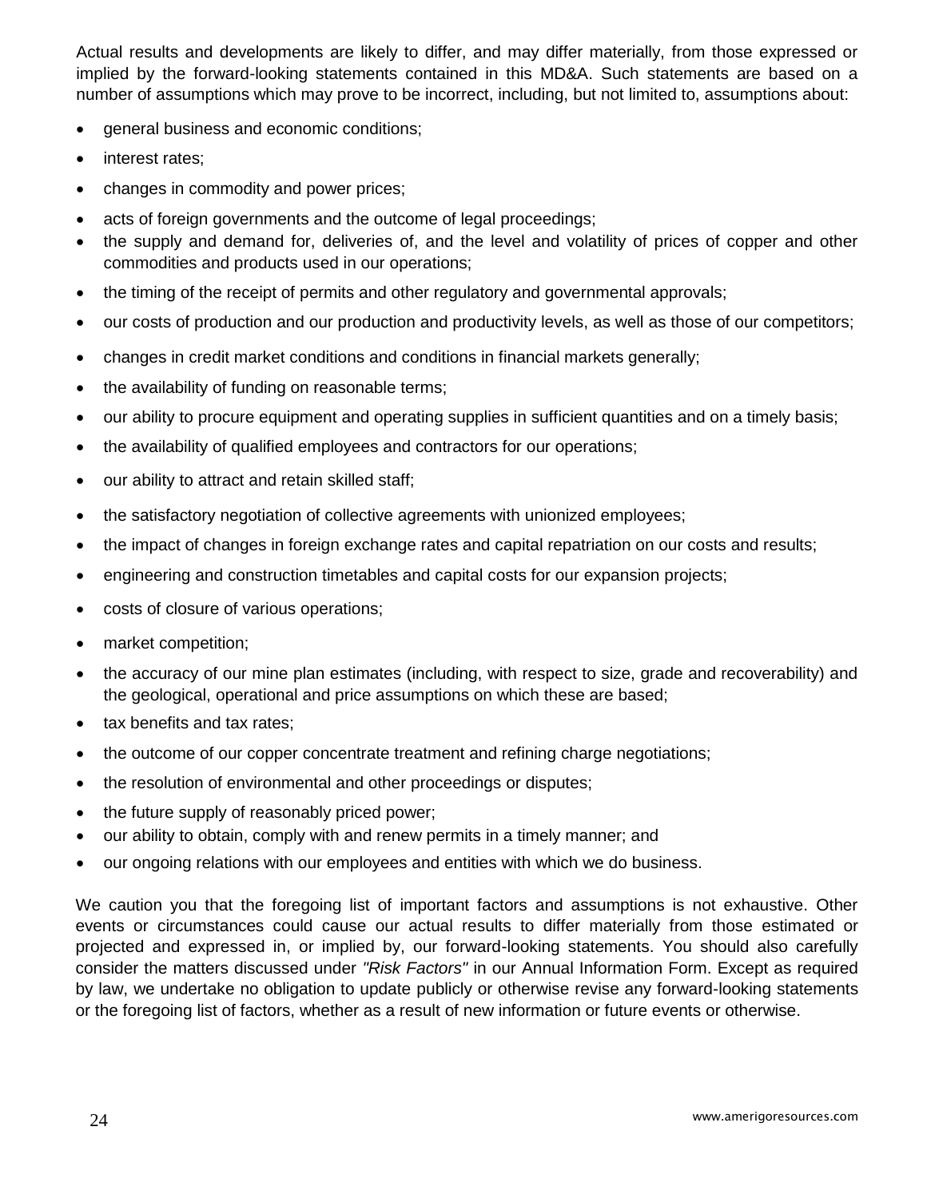Actual results and developments are likely to differ, and may differ materially, from those expressed or implied by the forward-looking statements contained in this MD&A. Such statements are based on a number of assumptions which may prove to be incorrect, including, but not limited to, assumptions about:

- general business and economic conditions;
- interest rates;
- changes in commodity and power prices;
- acts of foreign governments and the outcome of legal proceedings;
- the supply and demand for, deliveries of, and the level and volatility of prices of copper and other commodities and products used in our operations;
- the timing of the receipt of permits and other regulatory and governmental approvals;
- our costs of production and our production and productivity levels, as well as those of our competitors;
- changes in credit market conditions and conditions in financial markets generally;
- the availability of funding on reasonable terms;
- our ability to procure equipment and operating supplies in sufficient quantities and on a timely basis;
- the availability of qualified employees and contractors for our operations;
- our ability to attract and retain skilled staff;
- the satisfactory negotiation of collective agreements with unionized employees;
- the impact of changes in foreign exchange rates and capital repatriation on our costs and results;
- engineering and construction timetables and capital costs for our expansion projects;
- costs of closure of various operations;
- market competition;
- the accuracy of our mine plan estimates (including, with respect to size, grade and recoverability) and the geological, operational and price assumptions on which these are based;
- tax benefits and tax rates;
- the outcome of our copper concentrate treatment and refining charge negotiations;
- the resolution of environmental and other proceedings or disputes;
- the future supply of reasonably priced power;
- our ability to obtain, comply with and renew permits in a timely manner; and
- our ongoing relations with our employees and entities with which we do business.

We caution you that the foregoing list of important factors and assumptions is not exhaustive. Other events or circumstances could cause our actual results to differ materially from those estimated or projected and expressed in, or implied by, our forward-looking statements. You should also carefully consider the matters discussed under *"Risk Factors"* in our Annual Information Form. Except as required by law, we undertake no obligation to update publicly or otherwise revise any forward-looking statements or the foregoing list of factors, whether as a result of new information or future events or otherwise.